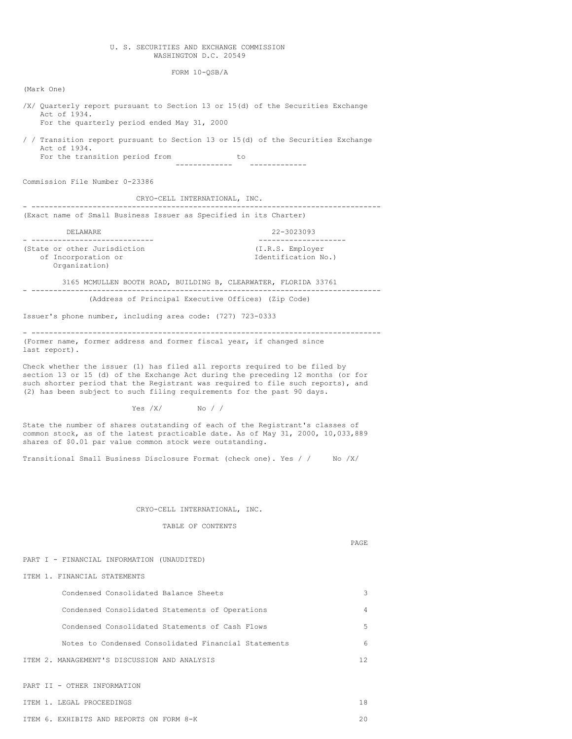U. S. SECURITIES AND EXCHANGE COMMISSION
WASHINGTON D.C. 20549

FORM 10-QSB/A

(Mark One)

/X/ Quarterly report pursuant to Section 13 or 15(d) of the Securities Exchange Act of 1934.
For the quarterly period ended May 31, 2000

/ / Transition report pursuant to Section 13 or 15(d) of the Securities Exchange Act of 1934.
For the transition period from _____________ to _____________

Commission File Number 0-23386

CRYO-CELL INTERNATIONAL, INC.

(Exact name of Small Business Issuer as Specified in its Charter)

| DELAWARE | 22-3023093 |
|---|---|
| (State or other Jurisdiction of Incorporation or Organization) | (I.R.S. Employer Identification No.) |

3165 MCMULLEN BOOTH ROAD, BUILDING B, CLEARWATER, FLORIDA 33761

(Address of Principal Executive Offices) (Zip Code)

Issuer's phone number, including area code: (727) 723-0333

(Former name, former address and former fiscal year, if changed since last report).

Check whether the issuer (1) has filed all reports required to be filed by section 13 or 15 (d) of the Exchange Act during the preceding 12 months (or for such shorter period that the Registrant was required to file such reports), and (2) has been subject to such filing requirements for the past 90 days.

Yes /X/ No / /

State the number of shares outstanding of each of the Registrant's classes of common stock, as of the latest practicable date. As of May 31, 2000, 10,033,889 shares of $0.01 par value common stock were outstanding.

Transitional Small Business Disclosure Format (check one). Yes / / No /X/

CRYO-CELL INTERNATIONAL, INC.

TABLE OF CONTENTS

| | PAGE |
|---|---|
| PART I - FINANCIAL INFORMATION (UNAUDITED) | |
| ITEM 1. FINANCIAL STATEMENTS | |
| Condensed Consolidated Balance Sheets | 3 |
| Condensed Consolidated Statements of Operations | 4 |
| Condensed Consolidated Statements of Cash Flows | 5 |
| Notes to Condensed Consolidated Financial Statements | 6 |
| ITEM 2. MANAGEMENT'S DISCUSSION AND ANALYSIS | 12 |
| PART II - OTHER INFORMATION | |
| ITEM 1. LEGAL PROCEEDINGS | 18 |
| ITEM 6. EXHIBITS AND REPORTS ON FORM 8-K | 20 |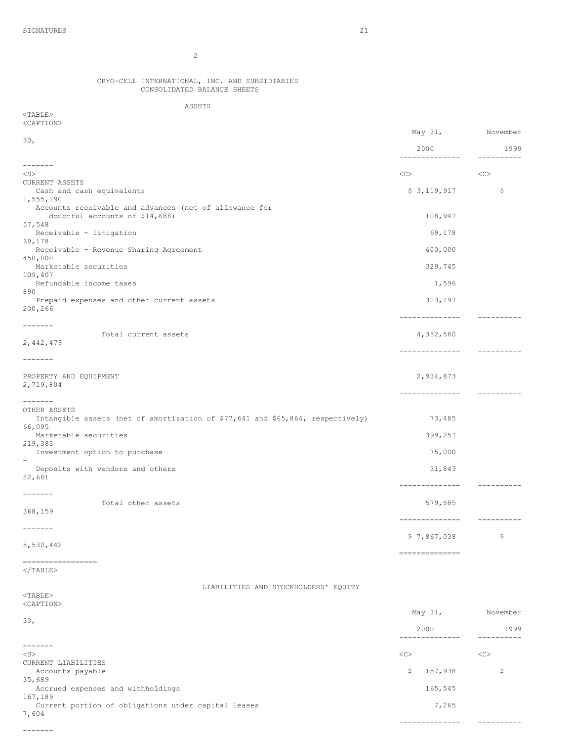SIGNATURES 21

# CRYO-CELL INTERNATIONAL, INC. AND SUBSIDIARIES
## CONSOLIDATED BALANCE SHEETS

### ASSETS

| | May 31, 2000 | November 30, 1999 |
|---|---|---|
| **CURRENT ASSETS** | | |
| Cash and cash equivalents | $ 3,119,917 | $ 1,555,190 |
| Accounts receivable and advances (net of allowance for doubtful accounts of $14,688) | 108,947 | 57,548 |
| Receivable - litigation | 69,178 | 69,178 |
| Receivable - Revenue Sharing Agreement | 400,000 | 450,000 |
| Marketable securities | 329,745 | 109,407 |
| Refundable income taxes | 1,596 | 890 |
| Prepaid expenses and other current assets | 323,197 | 200,266 |
| Total current assets | 4,352,580 | 2,442,479 |
| **PROPERTY AND EQUIPMENT** | 2,934,873 | 2,719,804 |
| **OTHER ASSETS** | | |
| Intangible assets (net of amortization of $77,641 and $65,864, respectively) | 73,485 | 66,095 |
| Marketable securities | 399,257 | 219,383 |
| Investment option to purchase | 75,000 | - |
| Deposits with vendors and others | 31,843 | 82,681 |
| Total other assets | 579,585 | 368,159 |
| | $ 7,867,038 | $ 5,530,442 |

### LIABILITIES AND STOCKHOLDERS' EQUITY

| | May 31, 2000 | November 30, 1999 |
|---|---|---|
| **CURRENT LIABILITIES** | | |
| Accounts payable | $ 157,938 | $ 35,689 |
| Accrued expenses and withholdings | 165,545 | 167,189 |
| Current portion of obligations under capital leases | 7,265 | 7,604 |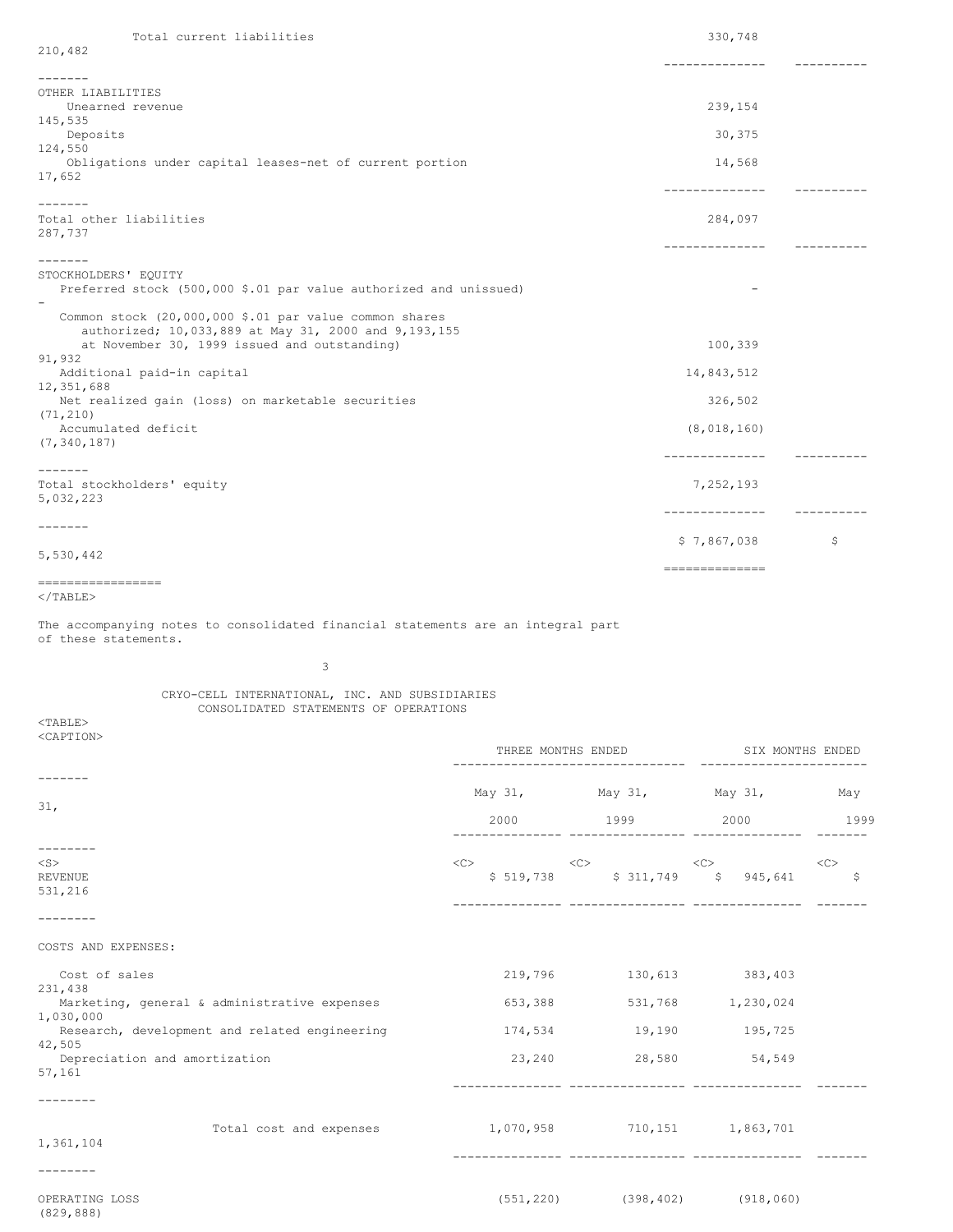| | | |
|---|---|---|
| Total current liabilities | 330,748 | 210,482 |
| OTHER LIABILITIES | | |
| Unearned revenue | 239,154 | 145,535 |
| Deposits | 30,375 | 124,550 |
| Obligations under capital leases-net of current portion | 14,568 | 17,652 |
| Total other liabilities | 284,097 | 287,737 |
| STOCKHOLDERS' EQUITY | | |
| Preferred stock (500,000 $.01 par value authorized and unissued) | - | - |
| Common stock (20,000,000 $.01 par value common shares authorized; 10,033,889 at May 31, 2000 and 9,193,155 at November 30, 1999 issued and outstanding) | 100,339 | 91,932 |
| Additional paid-in capital | 14,843,512 | 12,351,688 |
| Net realized gain (loss) on marketable securities | 326,502 | (71,210) |
| Accumulated deficit | (8,018,160) | (7,340,187) |
| Total stockholders' equity | 7,252,193 | 5,032,223 |
| | $ 7,867,038 | $ 5,530,442 |

The accompanying notes to consolidated financial statements are an integral part of these statements.

## CRYO-CELL INTERNATIONAL, INC. AND SUBSIDIARIES
### CONSOLIDATED STATEMENTS OF OPERATIONS

| | THREE MONTHS ENDED | | SIX MONTHS ENDED | |
|---|---|---|---|---|
| | May 31, 2000 | May 31, 1999 | May 31, 2000 | May 31, 1999 |
| REVENUE | $ 519,738 | $ 311,749 | $ 945,641 | $ 531,216 |
| COSTS AND EXPENSES: | | | | |
| Cost of sales | 219,796 | 130,613 | 383,403 | 231,438 |
| Marketing, general & administrative expenses | 653,388 | 531,768 | 1,230,024 | 1,030,000 |
| Research, development and related engineering | 174,534 | 19,190 | 195,725 | 42,505 |
| Depreciation and amortization | 23,240 | 28,580 | 54,549 | 57,161 |
| Total cost and expenses | 1,070,958 | 710,151 | 1,863,701 | 1,361,104 |
| OPERATING LOSS | (551,220) | (398,402) | (918,060) | (829,888) |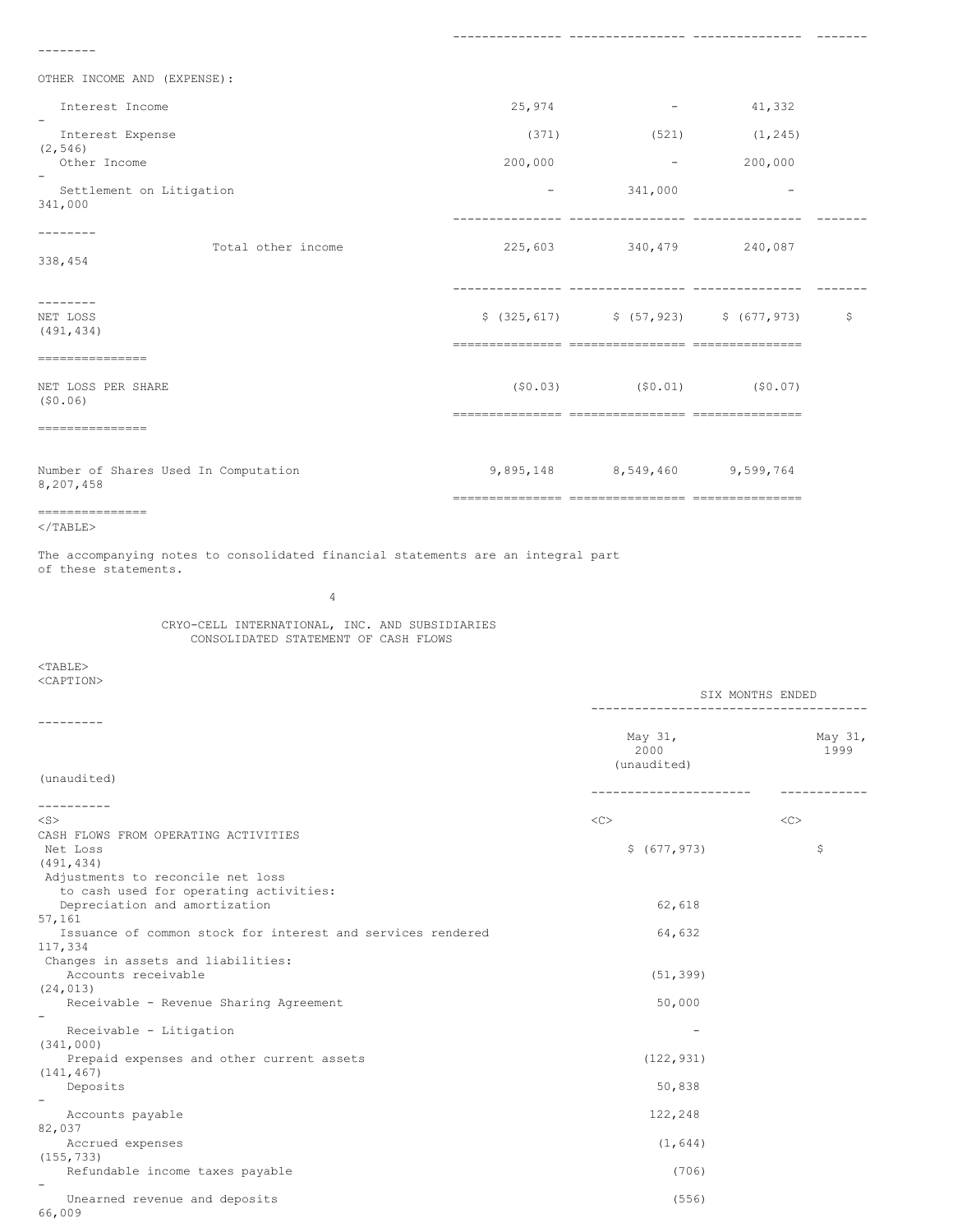| | | | | |
|---|---|---|---|---|
| OTHER INCOME AND (EXPENSE): | | | | |
| Interest Income | 25,974 | - | 41,332 | - |
| Interest Expense | (371) | (521) | (1,245) | (2,546) |
| Other Income | 200,000 | - | 200,000 | - |
| Settlement on Litigation | - | 341,000 | - | 341,000 |
| Total other income | 225,603 | 340,479 | 240,087 | 338,454 |
| NET LOSS | $ (325,617) | $ (57,923) | $ (677,973) | $ (491,434) |
| NET LOSS PER SHARE | ($0.03) | ($0.01) | ($0.07) | ($0.06) |
| Number of Shares Used In Computation | 9,895,148 | 8,549,460 | 9,599,764 | 8,207,458 |

The accompanying notes to consolidated financial statements are an integral part of these statements.

CRYO-CELL INTERNATIONAL, INC. AND SUBSIDIARIES
CONSOLIDATED STATEMENT OF CASH FLOWS

| | SIX MONTHS ENDED | |
|---|---|---|
| | May 31, 2000 (unaudited) | May 31, 1999 (unaudited) |
| CASH FLOWS FROM OPERATING ACTIVITIES | | |
| Net Loss | $ (677,973) | $ (491,434) |
| Adjustments to reconcile net loss to cash used for operating activities: | | |
| Depreciation and amortization | 62,618 | 57,161 |
| Issuance of common stock for interest and services rendered | 64,632 | 117,334 |
| Changes in assets and liabilities: | | |
| Accounts receivable | (51,399) | (24,013) |
| Receivable - Revenue Sharing Agreement | 50,000 | - |
| Receivable - Litigation | - | (341,000) |
| Prepaid expenses and other current assets | (122,931) | (141,467) |
| Deposits | 50,838 | - |
| Accounts payable | 122,248 | 82,037 |
| Accrued expenses | (1,644) | (155,733) |
| Refundable income taxes payable | (706) | - |
| Unearned revenue and deposits | (556) | 66,009 |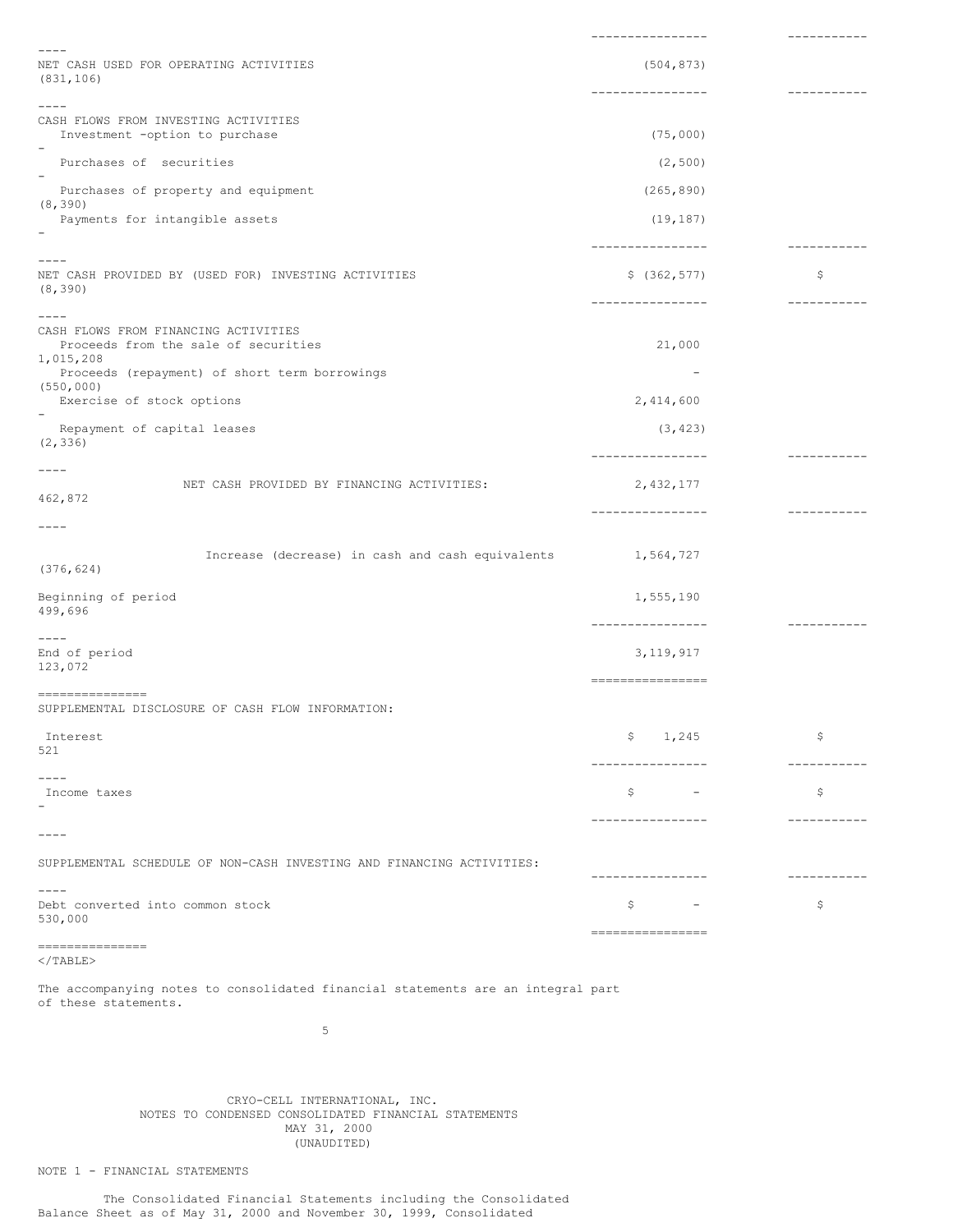| | | |
|---|---|---|
| NET CASH USED FOR OPERATING ACTIVITIES | (504,873) | (831,106) |
| CASH FLOWS FROM INVESTING ACTIVITIES | | |
| Investment -option to purchase | (75,000) | - |
| Purchases of securities | (2,500) | - |
| Purchases of property and equipment | (265,890) | (8,390) |
| Payments for intangible assets | (19,187) | - |
| NET CASH PROVIDED BY (USED FOR) INVESTING ACTIVITIES | $ (362,577) | $ (8,390) |
| CASH FLOWS FROM FINANCING ACTIVITIES | | |
| Proceeds from the sale of securities | 21,000 | 1,015,208 |
| Proceeds (repayment) of short term borrowings | - | (550,000) |
| Exercise of stock options | 2,414,600 | - |
| Repayment of capital leases | (3,423) | (2,336) |
| NET CASH PROVIDED BY FINANCING ACTIVITIES: | 2,432,177 | 462,872 |
| Increase (decrease) in cash and cash equivalents | 1,564,727 | (376,624) |
| Beginning of period | 1,555,190 | 499,696 |
| End of period | 3,119,917 | 123,072 |
| SUPPLEMENTAL DISCLOSURE OF CASH FLOW INFORMATION: | | |
| Interest | $ 1,245 | $ 521 |
| Income taxes | $ - | $ - |
| SUPPLEMENTAL SCHEDULE OF NON-CASH INVESTING AND FINANCING ACTIVITIES: | | |
| Debt converted into common stock | $ - | $ 530,000 |

The accompanying notes to consolidated financial statements are an integral part of these statements.

CRYO-CELL INTERNATIONAL, INC.
NOTES TO CONDENSED CONSOLIDATED FINANCIAL STATEMENTS
MAY 31, 2000
(UNAUDITED)

NOTE 1 - FINANCIAL STATEMENTS

The Consolidated Financial Statements including the Consolidated Balance Sheet as of May 31, 2000 and November 30, 1999, Consolidated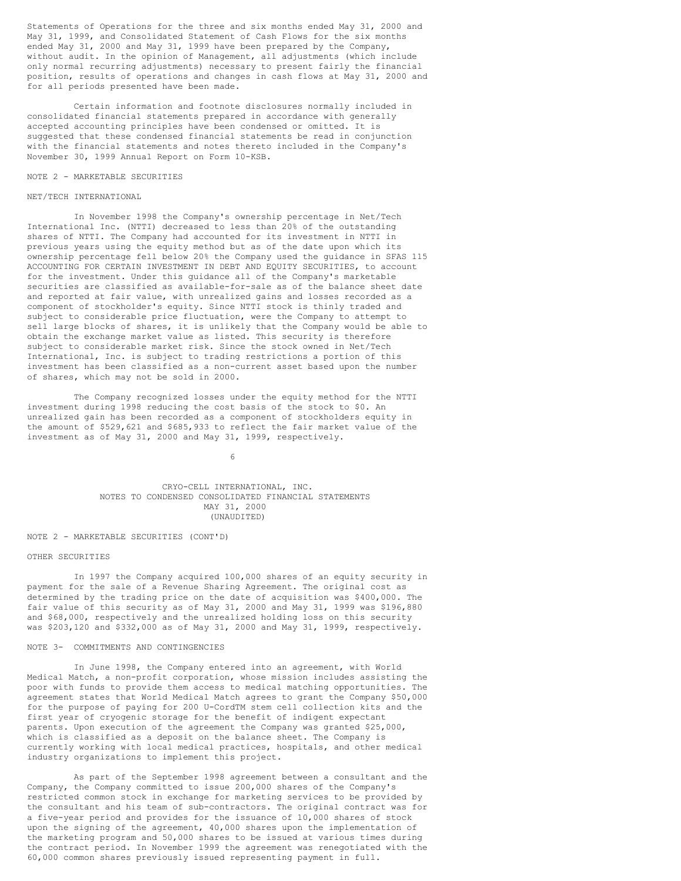Statements of Operations for the three and six months ended May 31, 2000 and May 31, 1999, and Consolidated Statement of Cash Flows for the six months ended May 31, 2000 and May 31, 1999 have been prepared by the Company, without audit. In the opinion of Management, all adjustments (which include only normal recurring adjustments) necessary to present fairly the financial position, results of operations and changes in cash flows at May 31, 2000 and for all periods presented have been made.

Certain information and footnote disclosures normally included in consolidated financial statements prepared in accordance with generally accepted accounting principles have been condensed or omitted. It is suggested that these condensed financial statements be read in conjunction with the financial statements and notes thereto included in the Company's November 30, 1999 Annual Report on Form 10-KSB.

NOTE 2 - MARKETABLE SECURITIES

NET/TECH INTERNATIONAL

In November 1998 the Company's ownership percentage in Net/Tech International Inc. (NTTI) decreased to less than 20% of the outstanding shares of NTTI. The Company had accounted for its investment in NTTI in previous years using the equity method but as of the date upon which its ownership percentage fell below 20% the Company used the guidance in SFAS 115 ACCOUNTING FOR CERTAIN INVESTMENT IN DEBT AND EQUITY SECURITIES, to account for the investment. Under this guidance all of the Company's marketable securities are classified as available-for-sale as of the balance sheet date and reported at fair value, with unrealized gains and losses recorded as a component of stockholder's equity. Since NTTI stock is thinly traded and subject to considerable price fluctuation, were the Company to attempt to sell large blocks of shares, it is unlikely that the Company would be able to obtain the exchange market value as listed. This security is therefore subject to considerable market risk. Since the stock owned in Net/Tech International, Inc. is subject to trading restrictions a portion of this investment has been classified as a non-current asset based upon the number of shares, which may not be sold in 2000.

The Company recognized losses under the equity method for the NTTI investment during 1998 reducing the cost basis of the stock to $0. An unrealized gain has been recorded as a component of stockholders equity in the amount of $529,621 and $685,933 to reflect the fair market value of the investment as of May 31, 2000 and May 31, 1999, respectively.

CRYO-CELL INTERNATIONAL, INC.
NOTES TO CONDENSED CONSOLIDATED FINANCIAL STATEMENTS
MAY 31, 2000
(UNAUDITED)

NOTE 2 - MARKETABLE SECURITIES (CONT'D)

OTHER SECURITIES

In 1997 the Company acquired 100,000 shares of an equity security in payment for the sale of a Revenue Sharing Agreement. The original cost as determined by the trading price on the date of acquisition was $400,000. The fair value of this security as of May 31, 2000 and May 31, 1999 was $196,880 and $68,000, respectively and the unrealized holding loss on this security was $203,120 and $332,000 as of May 31, 2000 and May 31, 1999, respectively.

NOTE 3- COMMITMENTS AND CONTINGENCIES

In June 1998, the Company entered into an agreement, with World Medical Match, a non-profit corporation, whose mission includes assisting the poor with funds to provide them access to medical matching opportunities. The agreement states that World Medical Match agrees to grant the Company $50,000 for the purpose of paying for 200 U-CordTM stem cell collection kits and the first year of cryogenic storage for the benefit of indigent expectant parents. Upon execution of the agreement the Company was granted $25,000, which is classified as a deposit on the balance sheet. The Company is currently working with local medical practices, hospitals, and other medical industry organizations to implement this project.

As part of the September 1998 agreement between a consultant and the Company, the Company committed to issue 200,000 shares of the Company's restricted common stock in exchange for marketing services to be provided by the consultant and his team of sub-contractors. The original contract was for a five-year period and provides for the issuance of 10,000 shares of stock upon the signing of the agreement, 40,000 shares upon the implementation of the marketing program and 50,000 shares to be issued at various times during the contract period. In November 1999 the agreement was renegotiated with the 60,000 common shares previously issued representing payment in full.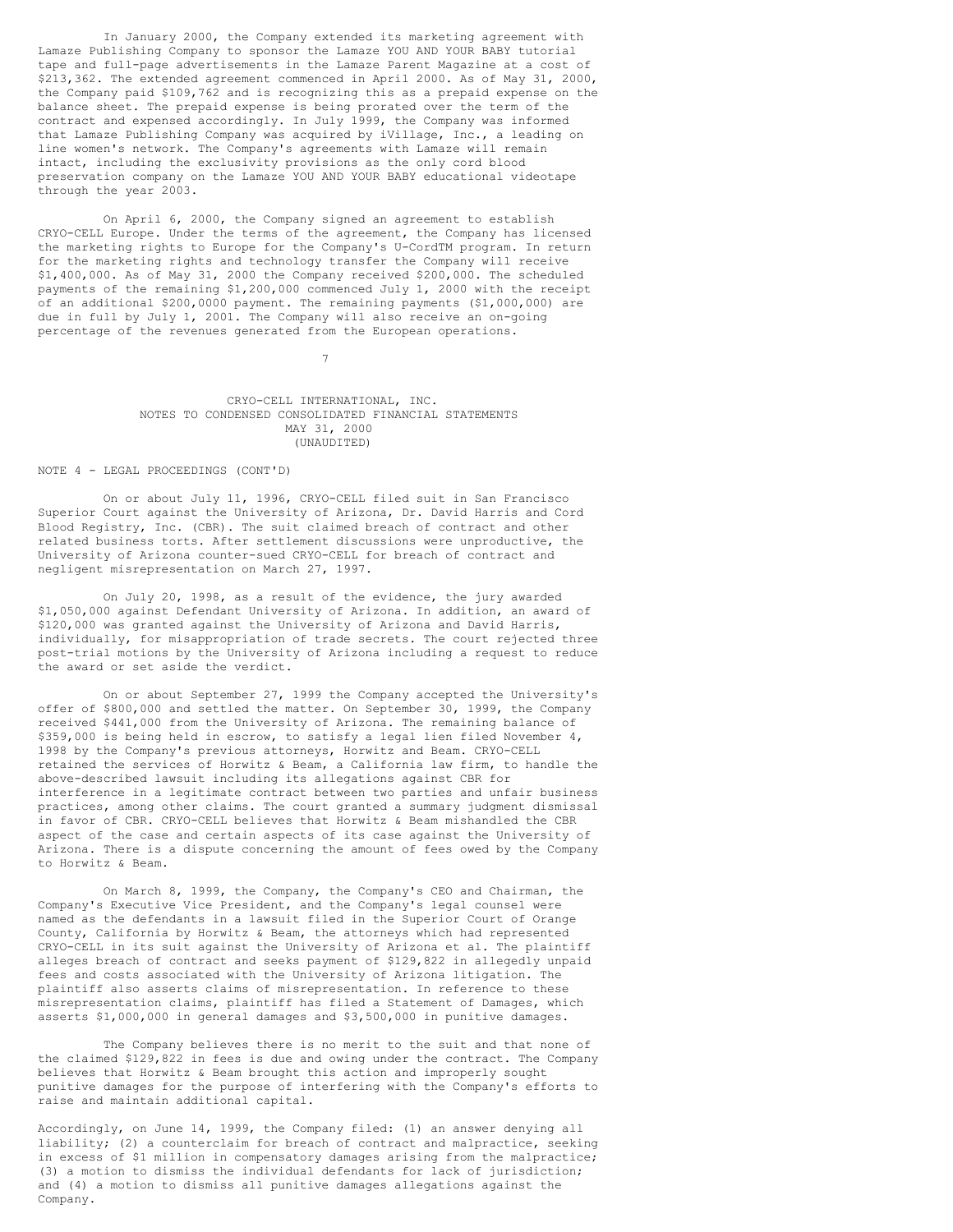In January 2000, the Company extended its marketing agreement with Lamaze Publishing Company to sponsor the Lamaze YOU AND YOUR BABY tutorial tape and full-page advertisements in the Lamaze Parent Magazine at a cost of $213,362. The extended agreement commenced in April 2000. As of May 31, 2000, the Company paid $109,762 and is recognizing this as a prepaid expense on the balance sheet. The prepaid expense is being prorated over the term of the contract and expensed accordingly. In July 1999, the Company was informed that Lamaze Publishing Company was acquired by iVillage, Inc., a leading on line women's network. The Company's agreements with Lamaze will remain intact, including the exclusivity provisions as the only cord blood preservation company on the Lamaze YOU AND YOUR BABY educational videotape through the year 2003.

On April 6, 2000, the Company signed an agreement to establish CRYO-CELL Europe. Under the terms of the agreement, the Company has licensed the marketing rights to Europe for the Company's U-CordTM program. In return for the marketing rights and technology transfer the Company will receive $1,400,000. As of May 31, 2000 the Company received $200,000. The scheduled payments of the remaining $1,200,000 commenced July 1, 2000 with the receipt of an additional $200,0000 payment. The remaining payments ($1,000,000) are due in full by July 1, 2001. The Company will also receive an on-going percentage of the revenues generated from the European operations.

CRYO-CELL INTERNATIONAL, INC.
NOTES TO CONDENSED CONSOLIDATED FINANCIAL STATEMENTS
MAY 31, 2000
(UNAUDITED)

NOTE 4 - LEGAL PROCEEDINGS (CONT'D)

On or about July 11, 1996, CRYO-CELL filed suit in San Francisco Superior Court against the University of Arizona, Dr. David Harris and Cord Blood Registry, Inc. (CBR). The suit claimed breach of contract and other related business torts. After settlement discussions were unproductive, the University of Arizona counter-sued CRYO-CELL for breach of contract and negligent misrepresentation on March 27, 1997.

On July 20, 1998, as a result of the evidence, the jury awarded $1,050,000 against Defendant University of Arizona. In addition, an award of $120,000 was granted against the University of Arizona and David Harris, individually, for misappropriation of trade secrets. The court rejected three post-trial motions by the University of Arizona including a request to reduce the award or set aside the verdict.

On or about September 27, 1999 the Company accepted the University's offer of $800,000 and settled the matter. On September 30, 1999, the Company received $441,000 from the University of Arizona. The remaining balance of $359,000 is being held in escrow, to satisfy a legal lien filed November 4, 1998 by the Company's previous attorneys, Horwitz and Beam. CRYO-CELL retained the services of Horwitz & Beam, a California law firm, to handle the above-described lawsuit including its allegations against CBR for interference in a legitimate contract between two parties and unfair business practices, among other claims. The court granted a summary judgment dismissal in favor of CBR. CRYO-CELL believes that Horwitz & Beam mishandled the CBR aspect of the case and certain aspects of its case against the University of Arizona. There is a dispute concerning the amount of fees owed by the Company to Horwitz & Beam.

On March 8, 1999, the Company, the Company's CEO and Chairman, the Company's Executive Vice President, and the Company's legal counsel were named as the defendants in a lawsuit filed in the Superior Court of Orange County, California by Horwitz & Beam, the attorneys which had represented CRYO-CELL in its suit against the University of Arizona et al. The plaintiff alleges breach of contract and seeks payment of $129,822 in allegedly unpaid fees and costs associated with the University of Arizona litigation. The plaintiff also asserts claims of misrepresentation. In reference to these misrepresentation claims, plaintiff has filed a Statement of Damages, which asserts $1,000,000 in general damages and $3,500,000 in punitive damages.

The Company believes there is no merit to the suit and that none of the claimed $129,822 in fees is due and owing under the contract. The Company believes that Horwitz & Beam brought this action and improperly sought punitive damages for the purpose of interfering with the Company's efforts to raise and maintain additional capital.

Accordingly, on June 14, 1999, the Company filed: (1) an answer denying all liability; (2) a counterclaim for breach of contract and malpractice, seeking in excess of $1 million in compensatory damages arising from the malpractice; (3) a motion to dismiss the individual defendants for lack of jurisdiction; and (4) a motion to dismiss all punitive damages allegations against the Company.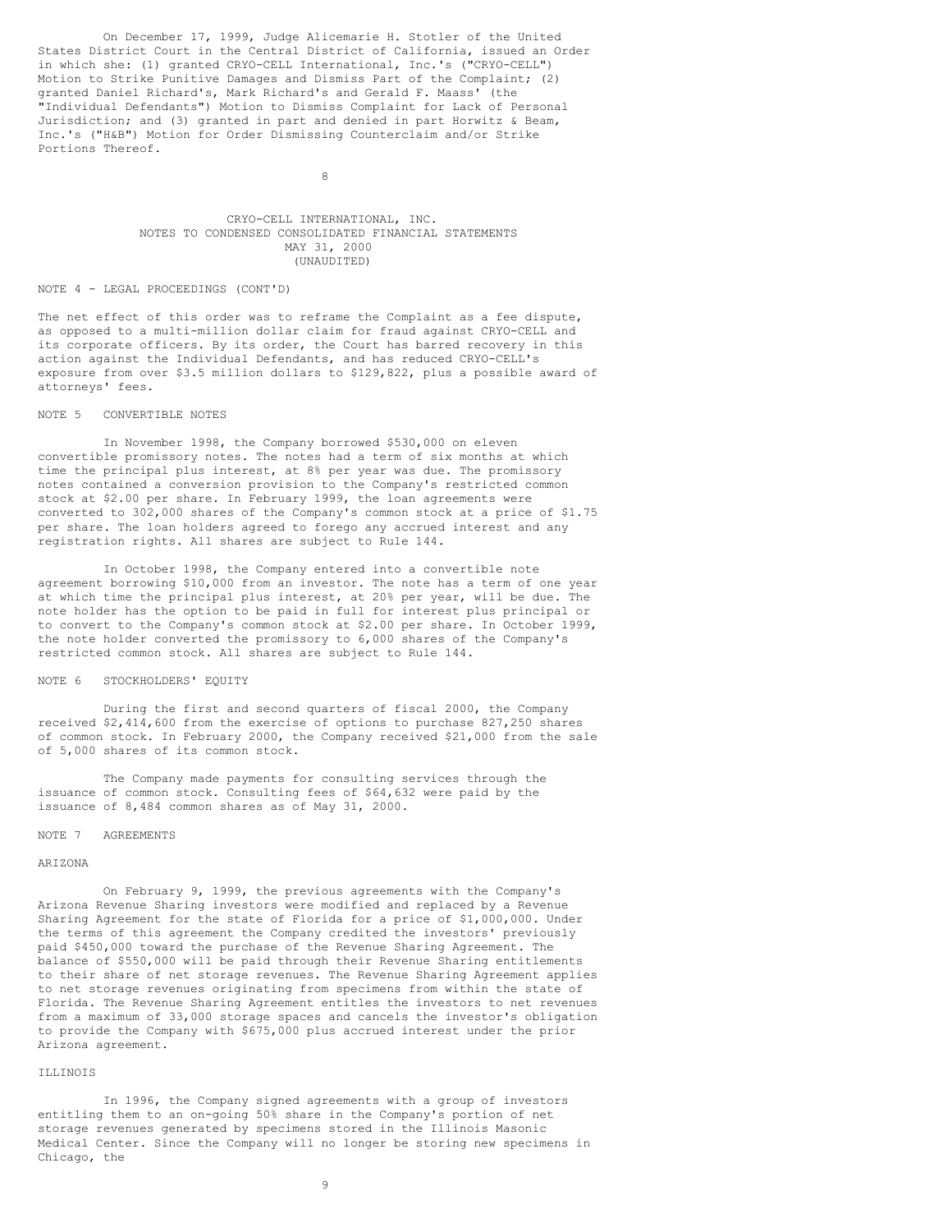On December 17, 1999, Judge Alicemarie H. Stotler of the United States District Court in the Central District of California, issued an Order in which she: (1) granted CRYO-CELL International, Inc.'s ("CRYO-CELL") Motion to Strike Punitive Damages and Dismiss Part of the Complaint; (2) granted Daniel Richard's, Mark Richard's and Gerald F. Maass' (the "Individual Defendants") Motion to Dismiss Complaint for Lack of Personal Jurisdiction; and (3) granted in part and denied in part Horwitz & Beam, Inc.'s ("H&B") Motion for Order Dismissing Counterclaim and/or Strike Portions Thereof.

CRYO-CELL INTERNATIONAL, INC.
NOTES TO CONDENSED CONSOLIDATED FINANCIAL STATEMENTS
MAY 31, 2000
(UNAUDITED)

NOTE 4 - LEGAL PROCEEDINGS (CONT'D)

The net effect of this order was to reframe the Complaint as a fee dispute, as opposed to a multi-million dollar claim for fraud against CRYO-CELL and its corporate officers. By its order, the Court has barred recovery in this action against the Individual Defendants, and has reduced CRYO-CELL's exposure from over $3.5 million dollars to $129,822, plus a possible award of attorneys' fees.

## NOTE 5 CONVERTIBLE NOTES

In November 1998, the Company borrowed $530,000 on eleven convertible promissory notes. The notes had a term of six months at which time the principal plus interest, at 8% per year was due. The promissory notes contained a conversion provision to the Company's restricted common stock at $2.00 per share. In February 1999, the loan agreements were converted to 302,000 shares of the Company's common stock at a price of $1.75 per share. The loan holders agreed to forego any accrued interest and any registration rights. All shares are subject to Rule 144.

In October 1998, the Company entered into a convertible note agreement borrowing $10,000 from an investor. The note has a term of one year at which time the principal plus interest, at 20% per year, will be due. The note holder has the option to be paid in full for interest plus principal or to convert to the Company's common stock at $2.00 per share. In October 1999, the note holder converted the promissory to 6,000 shares of the Company's restricted common stock. All shares are subject to Rule 144.

## NOTE 6 STOCKHOLDERS' EQUITY

During the first and second quarters of fiscal 2000, the Company received $2,414,600 from the exercise of options to purchase 827,250 shares of common stock. In February 2000, the Company received $21,000 from the sale of 5,000 shares of its common stock.

The Company made payments for consulting services through the issuance of common stock. Consulting fees of $64,632 were paid by the issuance of 8,484 common shares as of May 31, 2000.

## NOTE 7 AGREEMENTS

### ARIZONA

On February 9, 1999, the previous agreements with the Company's Arizona Revenue Sharing investors were modified and replaced by a Revenue Sharing Agreement for the state of Florida for a price of $1,000,000. Under the terms of this agreement the Company credited the investors' previously paid $450,000 toward the purchase of the Revenue Sharing Agreement. The balance of $550,000 will be paid through their Revenue Sharing entitlements to their share of net storage revenues. The Revenue Sharing Agreement applies to net storage revenues originating from specimens from within the state of Florida. The Revenue Sharing Agreement entitles the investors to net revenues from a maximum of 33,000 storage spaces and cancels the investor's obligation to provide the Company with $675,000 plus accrued interest under the prior Arizona agreement.

### ILLINOIS

In 1996, the Company signed agreements with a group of investors entitling them to an on-going 50% share in the Company's portion of net storage revenues generated by specimens stored in the Illinois Masonic Medical Center. Since the Company will no longer be storing new specimens in Chicago, the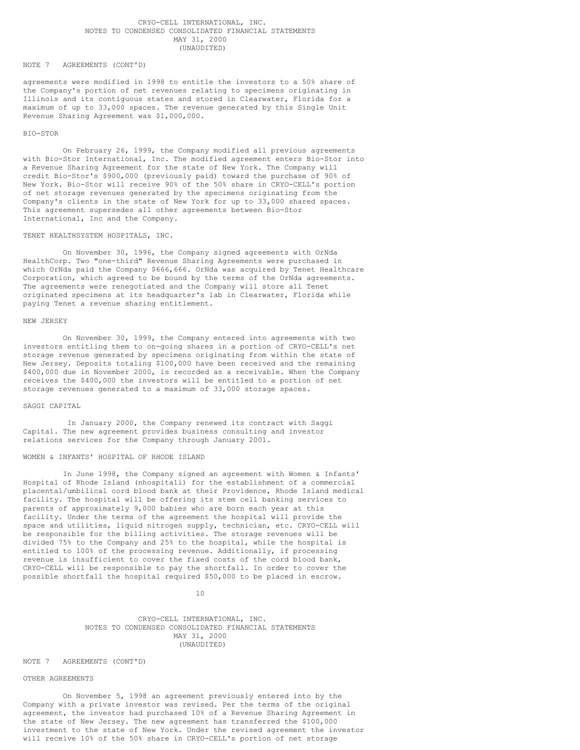NOTE 7 AGREEMENTS (CONT'D)

agreements were modified in 1998 to entitle the investors to a 50% share of the Company's portion of net revenues relating to specimens originating in Illinois and its contiguous states and stored in Clearwater, Florida for a maximum of up to 33,000 spaces. The revenue generated by this Single Unit Revenue Sharing Agreement was $1,000,000.

BIO-STOR

On February 26, 1999, the Company modified all previous agreements with Bio-Stor International, Inc. The modified agreement enters Bio-Stor into a Revenue Sharing Agreement for the state of New York. The Company will credit Bio-Stor's $900,000 (previously paid) toward the purchase of 90% of New York. Bio-Stor will receive 90% of the 50% share in CRYO-CELL's portion of net storage revenues generated by the specimens originating from the Company's clients in the state of New York for up to 33,000 shared spaces. This agreement supersedes all other agreements between Bio-Stor International, Inc and the Company.

TENET HEALTHSYSTEM HOSPITALS, INC.

On November 30, 1996, the Company signed agreements with OrNda HealthCorp. Two "one-third" Revenue Sharing Agreements were purchased in which OrNda paid the Company $666,666. OrNda was acquired by Tenet Healthcare Corporation, which agreed to be bound by the terms of the OrNda agreements. The agreements were renegotiated and the Company will store all Tenet originated specimens at its headquarter's lab in Clearwater, Florida while paying Tenet a revenue sharing entitlement.

NEW JERSEY

On November 30, 1999, the Company entered into agreements with two investors entitling them to on-going shares in a portion of CRYO-CELL's net storage revenue generated by specimens originating from within the state of New Jersey. Deposits totaling $100,000 have been received and the remaining $400,000 due in November 2000, is recorded as a receivable. When the Company receives the $400,000 the investors will be entitled to a portion of net storage revenues generated to a maximum of 33,000 storage spaces.

SAGGI CAPITAL

In January 2000, the Company renewed its contract with Saggi Capital. The new agreement provides business consulting and investor relations services for the Company through January 2001.

WOMEN & INFANTS' HOSPITAL OF RHODE ISLAND

In June 1998, the Company signed an agreement with Women & Infants' Hospital of Rhode Island (nhospitali) for the establishment of a commercial placental/umbilical cord blood bank at their Providence, Rhode Island medical facility. The hospital will be offering its stem cell banking services to parents of approximately 9,000 babies who are born each year at this facility. Under the terms of the agreement the hospital will provide the space and utilities, liquid nitrogen supply, technician, etc. CRYO-CELL will be responsible for the billing activities. The storage revenues will be divided 75% to the Company and 25% to the hospital, while the hospital is entitled to 100% of the processing revenue. Additionally, if processing revenue is insufficient to cover the fixed costs of the cord blood bank, CRYO-CELL will be responsible to pay the shortfall. In order to cover the possible shortfall the hospital required $50,000 to be placed in escrow.

NOTE 7 AGREEMENTS (CONT'D)

OTHER AGREEMENTS

On November 5, 1998 an agreement previously entered into by the Company with a private investor was revised. Per the terms of the original agreement, the investor had purchased 10% of a Revenue Sharing Agreement in the state of New Jersey. The new agreement has transferred the $100,000 investment to the state of New York. Under the revised agreement the investor will receive 10% of the 50% share in CRYO-CELL's portion of net storage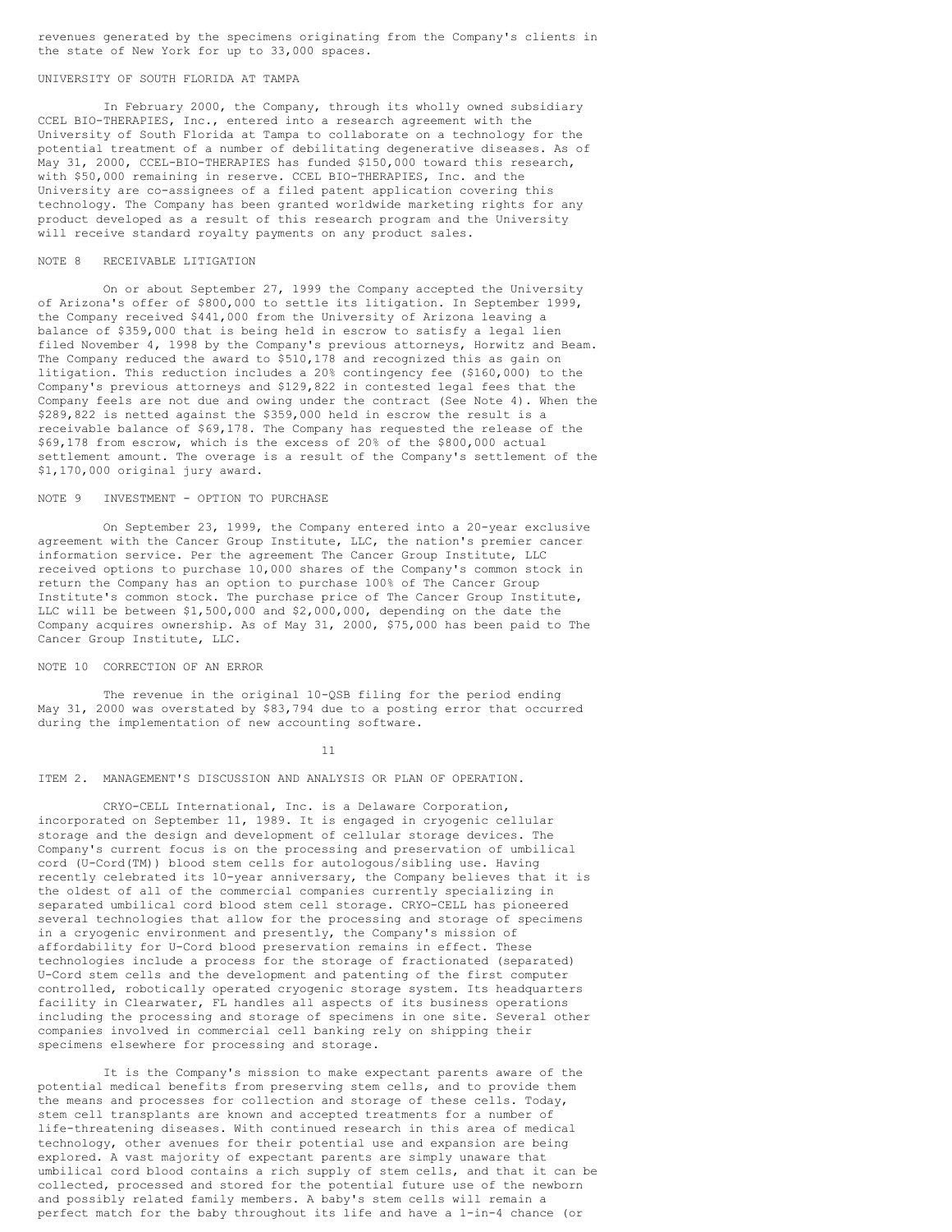revenues generated by the specimens originating from the Company's clients in the state of New York for up to 33,000 spaces.

UNIVERSITY OF SOUTH FLORIDA AT TAMPA

In February 2000, the Company, through its wholly owned subsidiary CCEL BIO-THERAPIES, Inc., entered into a research agreement with the University of South Florida at Tampa to collaborate on a technology for the potential treatment of a number of debilitating degenerative diseases. As of May 31, 2000, CCEL-BIO-THERAPIES has funded $150,000 toward this research, with $50,000 remaining in reserve. CCEL BIO-THERAPIES, Inc. and the University are co-assignees of a filed patent application covering this technology. The Company has been granted worldwide marketing rights for any product developed as a result of this research program and the University will receive standard royalty payments on any product sales.

NOTE 8 RECEIVABLE LITIGATION

On or about September 27, 1999 the Company accepted the University of Arizona's offer of $800,000 to settle its litigation. In September 1999, the Company received $441,000 from the University of Arizona leaving a balance of $359,000 that is being held in escrow to satisfy a legal lien filed November 4, 1998 by the Company's previous attorneys, Horwitz and Beam. The Company reduced the award to $510,178 and recognized this as gain on litigation. This reduction includes a 20% contingency fee ($160,000) to the Company's previous attorneys and $129,822 in contested legal fees that the Company feels are not due and owing under the contract (See Note 4). When the $289,822 is netted against the $359,000 held in escrow the result is a receivable balance of $69,178. The Company has requested the release of the $69,178 from escrow, which is the excess of 20% of the $800,000 actual settlement amount. The overage is a result of the Company's settlement of the $1,170,000 original jury award.

NOTE 9 INVESTMENT - OPTION TO PURCHASE

On September 23, 1999, the Company entered into a 20-year exclusive agreement with the Cancer Group Institute, LLC, the nation's premier cancer information service. Per the agreement The Cancer Group Institute, LLC received options to purchase 10,000 shares of the Company's common stock in return the Company has an option to purchase 100% of The Cancer Group Institute's common stock. The purchase price of The Cancer Group Institute, LLC will be between $1,500,000 and $2,000,000, depending on the date the Company acquires ownership. As of May 31, 2000, $75,000 has been paid to The Cancer Group Institute, LLC.

NOTE 10 CORRECTION OF AN ERROR

The revenue in the original 10-QSB filing for the period ending May 31, 2000 was overstated by $83,794 due to a posting error that occurred during the implementation of new accounting software.

ITEM 2. MANAGEMENT'S DISCUSSION AND ANALYSIS OR PLAN OF OPERATION.

CRYO-CELL International, Inc. is a Delaware Corporation, incorporated on September 11, 1989. It is engaged in cryogenic cellular storage and the design and development of cellular storage devices. The Company's current focus is on the processing and preservation of umbilical cord (U-Cord(TM)) blood stem cells for autologous/sibling use. Having recently celebrated its 10-year anniversary, the Company believes that it is the oldest of all of the commercial companies currently specializing in separated umbilical cord blood stem cell storage. CRYO-CELL has pioneered several technologies that allow for the processing and storage of specimens in a cryogenic environment and presently, the Company's mission of affordability for U-Cord blood preservation remains in effect. These technologies include a process for the storage of fractionated (separated) U-Cord stem cells and the development and patenting of the first computer controlled, robotically operated cryogenic storage system. Its headquarters facility in Clearwater, FL handles all aspects of its business operations including the processing and storage of specimens in one site. Several other companies involved in commercial cell banking rely on shipping their specimens elsewhere for processing and storage.

It is the Company's mission to make expectant parents aware of the potential medical benefits from preserving stem cells, and to provide them the means and processes for collection and storage of these cells. Today, stem cell transplants are known and accepted treatments for a number of life-threatening diseases. With continued research in this area of medical technology, other avenues for their potential use and expansion are being explored. A vast majority of expectant parents are simply unaware that umbilical cord blood contains a rich supply of stem cells, and that it can be collected, processed and stored for the potential future use of the newborn and possibly related family members. A baby's stem cells will remain a perfect match for the baby throughout its life and have a 1-in-4 chance (or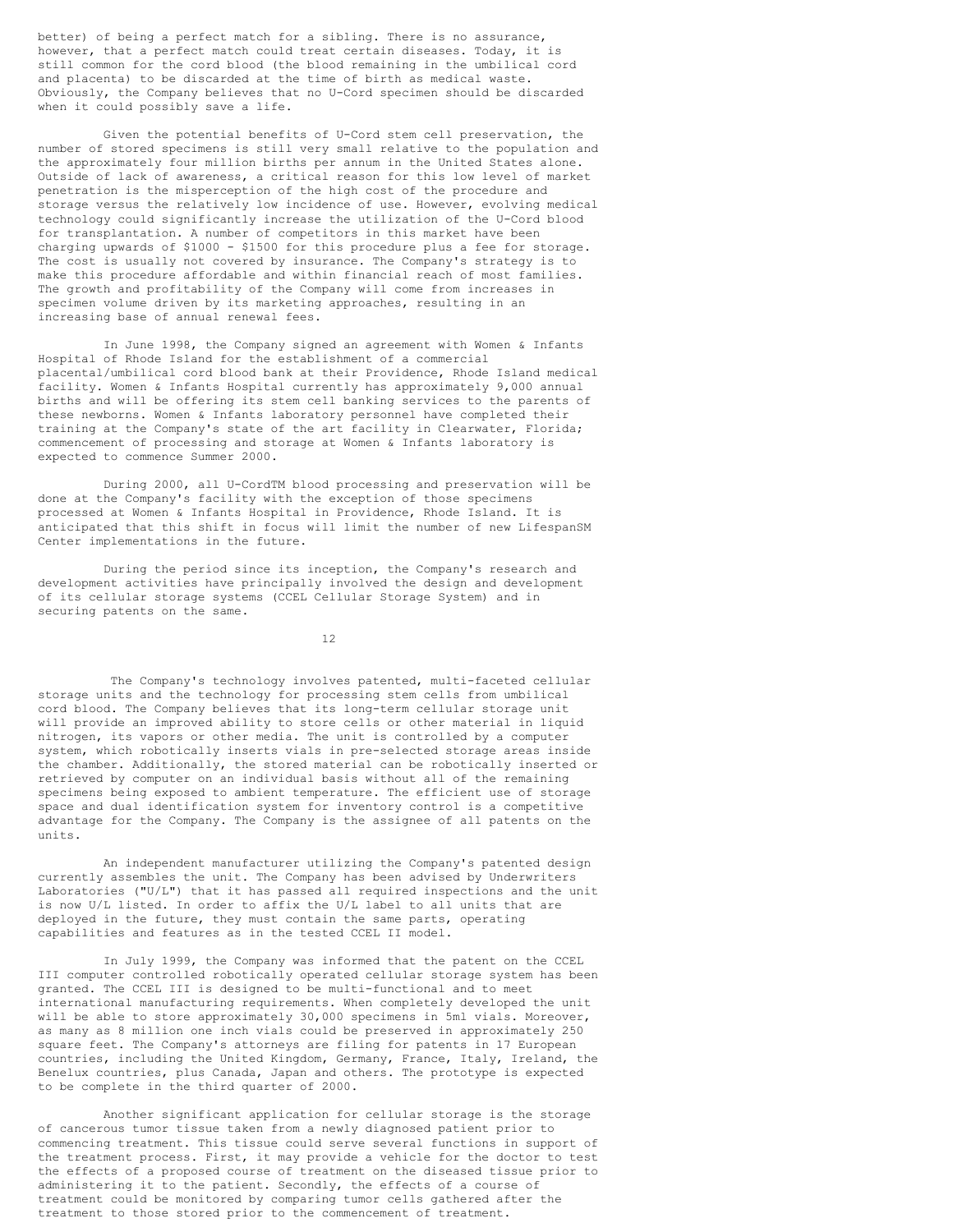better) of being a perfect match for a sibling. There is no assurance, however, that a perfect match could treat certain diseases. Today, it is still common for the cord blood (the blood remaining in the umbilical cord and placenta) to be discarded at the time of birth as medical waste. Obviously, the Company believes that no U-Cord specimen should be discarded when it could possibly save a life.

Given the potential benefits of U-Cord stem cell preservation, the number of stored specimens is still very small relative to the population and the approximately four million births per annum in the United States alone. Outside of lack of awareness, a critical reason for this low level of market penetration is the misperception of the high cost of the procedure and storage versus the relatively low incidence of use. However, evolving medical technology could significantly increase the utilization of the U-Cord blood for transplantation. A number of competitors in this market have been charging upwards of $1000 - $1500 for this procedure plus a fee for storage. The cost is usually not covered by insurance. The Company's strategy is to make this procedure affordable and within financial reach of most families. The growth and profitability of the Company will come from increases in specimen volume driven by its marketing approaches, resulting in an increasing base of annual renewal fees.

In June 1998, the Company signed an agreement with Women & Infants Hospital of Rhode Island for the establishment of a commercial placental/umbilical cord blood bank at their Providence, Rhode Island medical facility. Women & Infants Hospital currently has approximately 9,000 annual births and will be offering its stem cell banking services to the parents of these newborns. Women & Infants laboratory personnel have completed their training at the Company's state of the art facility in Clearwater, Florida; commencement of processing and storage at Women & Infants laboratory is expected to commence Summer 2000.

During 2000, all U-CordTM blood processing and preservation will be done at the Company's facility with the exception of those specimens processed at Women & Infants Hospital in Providence, Rhode Island. It is anticipated that this shift in focus will limit the number of new LifespanSM Center implementations in the future.

During the period since its inception, the Company's research and development activities have principally involved the design and development of its cellular storage systems (CCEL Cellular Storage System) and in securing patents on the same.

The Company's technology involves patented, multi-faceted cellular storage units and the technology for processing stem cells from umbilical cord blood. The Company believes that its long-term cellular storage unit will provide an improved ability to store cells or other material in liquid nitrogen, its vapors or other media. The unit is controlled by a computer system, which robotically inserts vials in pre-selected storage areas inside the chamber. Additionally, the stored material can be robotically inserted or retrieved by computer on an individual basis without all of the remaining specimens being exposed to ambient temperature. The efficient use of storage space and dual identification system for inventory control is a competitive advantage for the Company. The Company is the assignee of all patents on the units.

An independent manufacturer utilizing the Company's patented design currently assembles the unit. The Company has been advised by Underwriters Laboratories ("U/L") that it has passed all required inspections and the unit is now U/L listed. In order to affix the U/L label to all units that are deployed in the future, they must contain the same parts, operating capabilities and features as in the tested CCEL II model.

In July 1999, the Company was informed that the patent on the CCEL III computer controlled robotically operated cellular storage system has been granted. The CCEL III is designed to be multi-functional and to meet international manufacturing requirements. When completely developed the unit will be able to store approximately 30,000 specimens in 5ml vials. Moreover, as many as 8 million one inch vials could be preserved in approximately 250 square feet. The Company's attorneys are filing for patents in 17 European countries, including the United Kingdom, Germany, France, Italy, Ireland, the Benelux countries, plus Canada, Japan and others. The prototype is expected to be complete in the third quarter of 2000.

Another significant application for cellular storage is the storage of cancerous tumor tissue taken from a newly diagnosed patient prior to commencing treatment. This tissue could serve several functions in support of the treatment process. First, it may provide a vehicle for the doctor to test the effects of a proposed course of treatment on the diseased tissue prior to administering it to the patient. Secondly, the effects of a course of treatment could be monitored by comparing tumor cells gathered after the treatment to those stored prior to the commencement of treatment.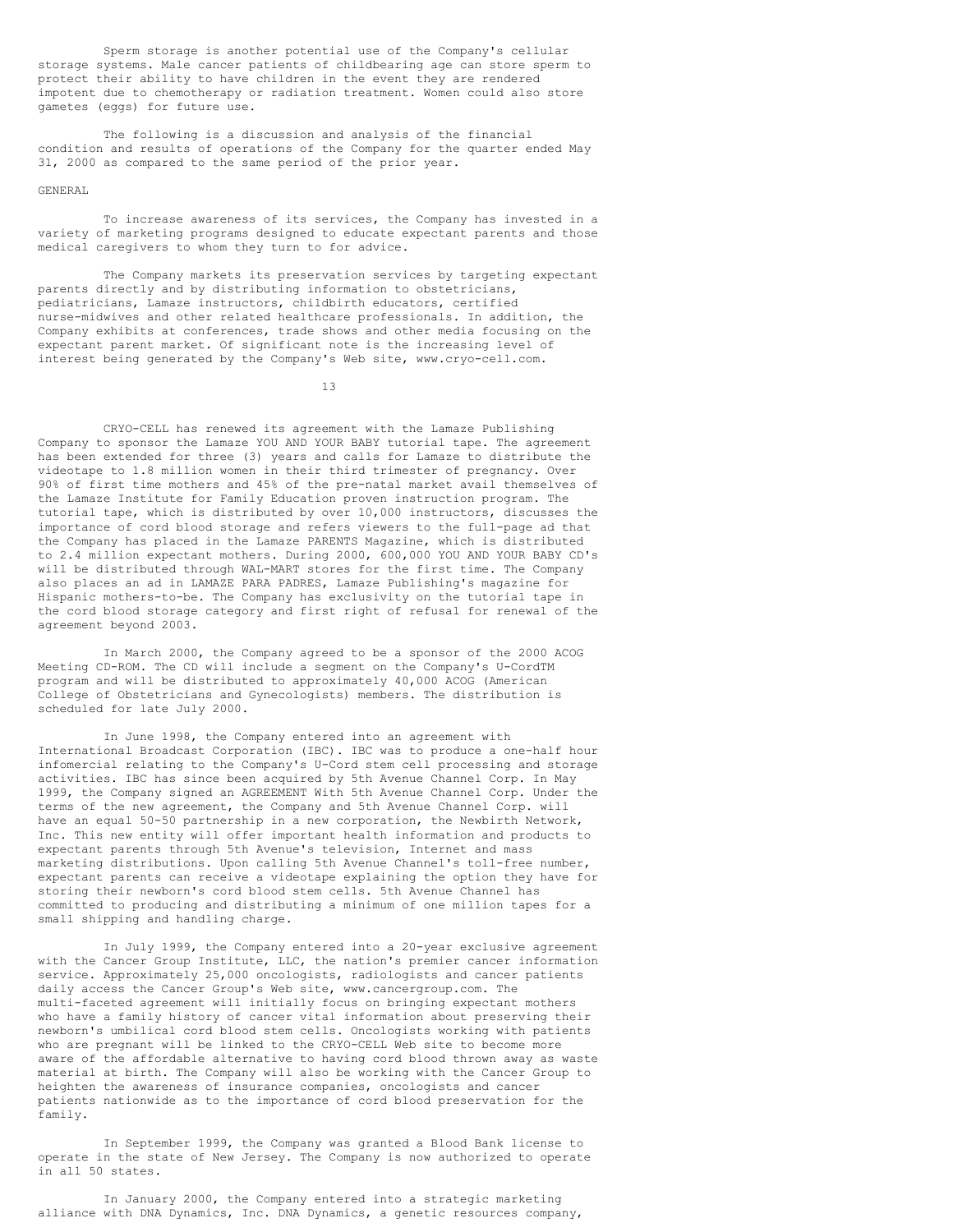Sperm storage is another potential use of the Company's cellular storage systems. Male cancer patients of childbearing age can store sperm to protect their ability to have children in the event they are rendered impotent due to chemotherapy or radiation treatment. Women could also store gametes (eggs) for future use.

The following is a discussion and analysis of the financial condition and results of operations of the Company for the quarter ended May 31, 2000 as compared to the same period of the prior year.

## GENERAL

To increase awareness of its services, the Company has invested in a variety of marketing programs designed to educate expectant parents and those medical caregivers to whom they turn to for advice.

The Company markets its preservation services by targeting expectant parents directly and by distributing information to obstetricians, pediatricians, Lamaze instructors, childbirth educators, certified nurse-midwives and other related healthcare professionals. In addition, the Company exhibits at conferences, trade shows and other media focusing on the expectant parent market. Of significant note is the increasing level of interest being generated by the Company's Web site, www.cryo-cell.com.

CRYO-CELL has renewed its agreement with the Lamaze Publishing Company to sponsor the Lamaze YOU AND YOUR BABY tutorial tape. The agreement has been extended for three (3) years and calls for Lamaze to distribute the videotape to 1.8 million women in their third trimester of pregnancy. Over 90% of first time mothers and 45% of the pre-natal market avail themselves of the Lamaze Institute for Family Education proven instruction program. The tutorial tape, which is distributed by over 10,000 instructors, discusses the importance of cord blood storage and refers viewers to the full-page ad that the Company has placed in the Lamaze PARENTS Magazine, which is distributed to 2.4 million expectant mothers. During 2000, 600,000 YOU AND YOUR BABY CD's will be distributed through WAL-MART stores for the first time. The Company also places an ad in LAMAZE PARA PADRES, Lamaze Publishing's magazine for Hispanic mothers-to-be. The Company has exclusivity on the tutorial tape in the cord blood storage category and first right of refusal for renewal of the agreement beyond 2003.

In March 2000, the Company agreed to be a sponsor of the 2000 ACOG Meeting CD-ROM. The CD will include a segment on the Company's U-CordTM program and will be distributed to approximately 40,000 ACOG (American College of Obstetricians and Gynecologists) members. The distribution is scheduled for late July 2000.

In June 1998, the Company entered into an agreement with International Broadcast Corporation (IBC). IBC was to produce a one-half hour infomercial relating to the Company's U-Cord stem cell processing and storage activities. IBC has since been acquired by 5th Avenue Channel Corp. In May 1999, the Company signed an AGREEMENT With 5th Avenue Channel Corp. Under the terms of the new agreement, the Company and 5th Avenue Channel Corp. will have an equal 50-50 partnership in a new corporation, the Newbirth Network, Inc. This new entity will offer important health information and products to expectant parents through 5th Avenue's television, Internet and mass marketing distributions. Upon calling 5th Avenue Channel's toll-free number, expectant parents can receive a videotape explaining the option they have for storing their newborn's cord blood stem cells. 5th Avenue Channel has committed to producing and distributing a minimum of one million tapes for a small shipping and handling charge.

In July 1999, the Company entered into a 20-year exclusive agreement with the Cancer Group Institute, LLC, the nation's premier cancer information service. Approximately 25,000 oncologists, radiologists and cancer patients daily access the Cancer Group's Web site, www.cancergroup.com. The multi-faceted agreement will initially focus on bringing expectant mothers who have a family history of cancer vital information about preserving their newborn's umbilical cord blood stem cells. Oncologists working with patients who are pregnant will be linked to the CRYO-CELL Web site to become more aware of the affordable alternative to having cord blood thrown away as waste material at birth. The Company will also be working with the Cancer Group to heighten the awareness of insurance companies, oncologists and cancer patients nationwide as to the importance of cord blood preservation for the family.

In September 1999, the Company was granted a Blood Bank license to operate in the state of New Jersey. The Company is now authorized to operate in all 50 states.

In January 2000, the Company entered into a strategic marketing alliance with DNA Dynamics, Inc. DNA Dynamics, a genetic resources company,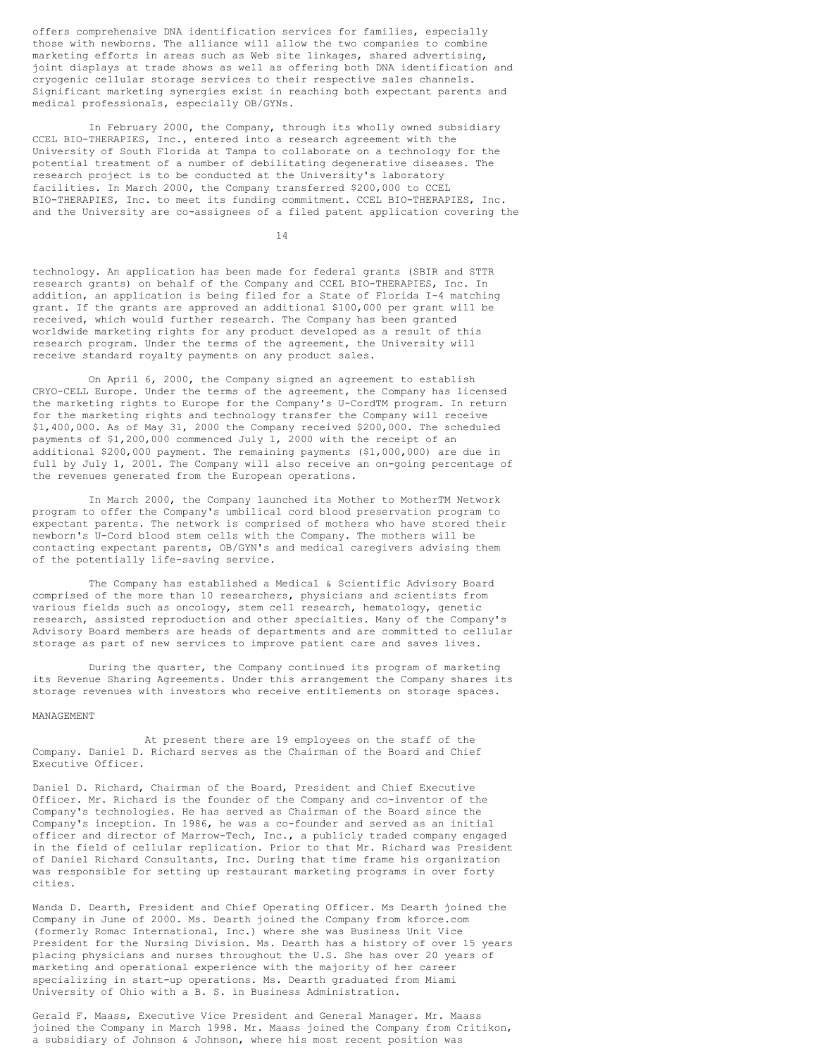offers comprehensive DNA identification services for families, especially those with newborns. The alliance will allow the two companies to combine marketing efforts in areas such as Web site linkages, shared advertising, joint displays at trade shows as well as offering both DNA identification and cryogenic cellular storage services to their respective sales channels. Significant marketing synergies exist in reaching both expectant parents and medical professionals, especially OB/GYNs.

In February 2000, the Company, through its wholly owned subsidiary CCEL BIO-THERAPIES, Inc., entered into a research agreement with the University of South Florida at Tampa to collaborate on a technology for the potential treatment of a number of debilitating degenerative diseases. The research project is to be conducted at the University's laboratory facilities. In March 2000, the Company transferred $200,000 to CCEL BIO-THERAPIES, Inc. to meet its funding commitment. CCEL BIO-THERAPIES, Inc. and the University are co-assignees of a filed patent application covering the technology. An application has been made for federal grants (SBIR and STTR research grants) on behalf of the Company and CCEL BIO-THERAPIES, Inc. In addition, an application is being filed for a State of Florida I-4 matching grant. If the grants are approved an additional $100,000 per grant will be received, which would further research. The Company has been granted worldwide marketing rights for any product developed as a result of this research program. Under the terms of the agreement, the University will receive standard royalty payments on any product sales.

On April 6, 2000, the Company signed an agreement to establish CRYO-CELL Europe. Under the terms of the agreement, the Company has licensed the marketing rights to Europe for the Company's U-CordTM program. In return for the marketing rights and technology transfer the Company will receive $1,400,000. As of May 31, 2000 the Company received $200,000. The scheduled payments of $1,200,000 commenced July 1, 2000 with the receipt of an additional $200,000 payment. The remaining payments ($1,000,000) are due in full by July 1, 2001. The Company will also receive an on-going percentage of the revenues generated from the European operations.

In March 2000, the Company launched its Mother to MotherTM Network program to offer the Company's umbilical cord blood preservation program to expectant parents. The network is comprised of mothers who have stored their newborn's U-Cord blood stem cells with the Company. The mothers will be contacting expectant parents, OB/GYN's and medical caregivers advising them of the potentially life-saving service.

The Company has established a Medical & Scientific Advisory Board comprised of the more than 10 researchers, physicians and scientists from various fields such as oncology, stem cell research, hematology, genetic research, assisted reproduction and other specialties. Many of the Company's Advisory Board members are heads of departments and are committed to cellular storage as part of new services to improve patient care and saves lives.

During the quarter, the Company continued its program of marketing its Revenue Sharing Agreements. Under this arrangement the Company shares its storage revenues with investors who receive entitlements on storage spaces.

MANAGEMENT

At present there are 19 employees on the staff of the Company. Daniel D. Richard serves as the Chairman of the Board and Chief Executive Officer.

Daniel D. Richard, Chairman of the Board, President and Chief Executive Officer. Mr. Richard is the founder of the Company and co-inventor of the Company's technologies. He has served as Chairman of the Board since the Company's inception. In 1986, he was a co-founder and served as an initial officer and director of Marrow-Tech, Inc., a publicly traded company engaged in the field of cellular replication. Prior to that Mr. Richard was President of Daniel Richard Consultants, Inc. During that time frame his organization was responsible for setting up restaurant marketing programs in over forty cities.

Wanda D. Dearth, President and Chief Operating Officer. Ms Dearth joined the Company in June of 2000. Ms. Dearth joined the Company from kforce.com (formerly Romac International, Inc.) where she was Business Unit Vice President for the Nursing Division. Ms. Dearth has a history of over 15 years placing physicians and nurses throughout the U.S. She has over 20 years of marketing and operational experience with the majority of her career specializing in start-up operations. Ms. Dearth graduated from Miami University of Ohio with a B. S. in Business Administration.

Gerald F. Maass, Executive Vice President and General Manager. Mr. Maass joined the Company in March 1998. Mr. Maass joined the Company from Critikon, a subsidiary of Johnson & Johnson, where his most recent position was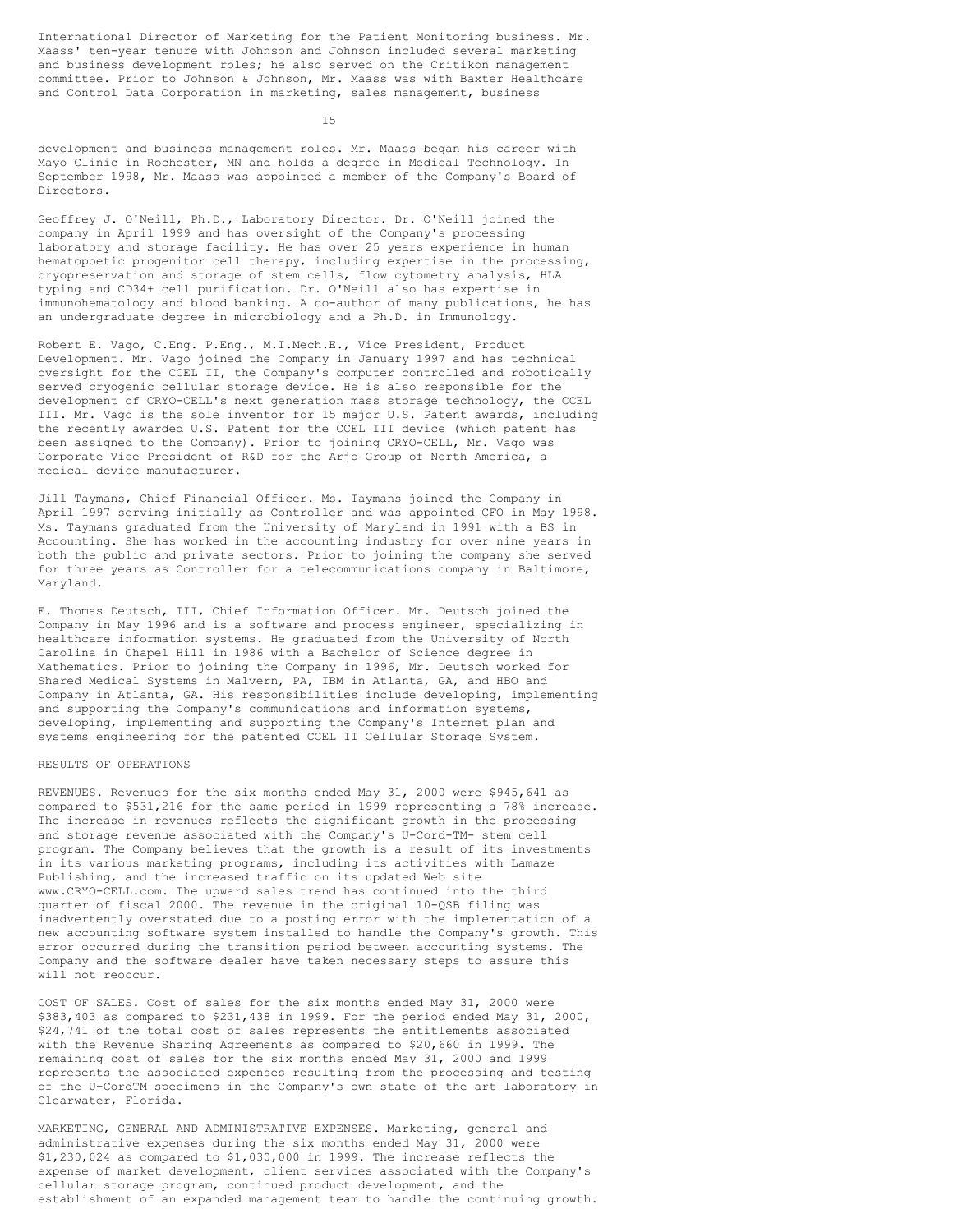International Director of Marketing for the Patient Monitoring business. Mr. Maass' ten-year tenure with Johnson and Johnson included several marketing and business development roles; he also served on the Critikon management committee. Prior to Johnson & Johnson, Mr. Maass was with Baxter Healthcare and Control Data Corporation in marketing, sales management, business development and business management roles. Mr. Maass began his career with Mayo Clinic in Rochester, MN and holds a degree in Medical Technology. In September 1998, Mr. Maass was appointed a member of the Company's Board of Directors.

Geoffrey J. O'Neill, Ph.D., Laboratory Director. Dr. O'Neill joined the company in April 1999 and has oversight of the Company's processing laboratory and storage facility. He has over 25 years experience in human hematopoetic progenitor cell therapy, including expertise in the processing, cryopreservation and storage of stem cells, flow cytometry analysis, HLA typing and CD34+ cell purification. Dr. O'Neill also has expertise in immunohematology and blood banking. A co-author of many publications, he has an undergraduate degree in microbiology and a Ph.D. in Immunology.

Robert E. Vago, C.Eng. P.Eng., M.I.Mech.E., Vice President, Product Development. Mr. Vago joined the Company in January 1997 and has technical oversight for the CCEL II, the Company's computer controlled and robotically served cryogenic cellular storage device. He is also responsible for the development of CRYO-CELL's next generation mass storage technology, the CCEL III. Mr. Vago is the sole inventor for 15 major U.S. Patent awards, including the recently awarded U.S. Patent for the CCEL III device (which patent has been assigned to the Company). Prior to joining CRYO-CELL, Mr. Vago was Corporate Vice President of R&D for the Arjo Group of North America, a medical device manufacturer.

Jill Taymans, Chief Financial Officer. Ms. Taymans joined the Company in April 1997 serving initially as Controller and was appointed CFO in May 1998. Ms. Taymans graduated from the University of Maryland in 1991 with a BS in Accounting. She has worked in the accounting industry for over nine years in both the public and private sectors. Prior to joining the company she served for three years as Controller for a telecommunications company in Baltimore, Maryland.

E. Thomas Deutsch, III, Chief Information Officer. Mr. Deutsch joined the Company in May 1996 and is a software and process engineer, specializing in healthcare information systems. He graduated from the University of North Carolina in Chapel Hill in 1986 with a Bachelor of Science degree in Mathematics. Prior to joining the Company in 1996, Mr. Deutsch worked for Shared Medical Systems in Malvern, PA, IBM in Atlanta, GA, and HBO and Company in Atlanta, GA. His responsibilities include developing, implementing and supporting the Company's communications and information systems, developing, implementing and supporting the Company's Internet plan and systems engineering for the patented CCEL II Cellular Storage System.

RESULTS OF OPERATIONS

REVENUES. Revenues for the six months ended May 31, 2000 were $945,641 as compared to $531,216 for the same period in 1999 representing a 78% increase. The increase in revenues reflects the significant growth in the processing and storage revenue associated with the Company's U-Cord-TM- stem cell program. The Company believes that the growth is a result of its investments in its various marketing programs, including its activities with Lamaze Publishing, and the increased traffic on its updated Web site www.CRYO-CELL.com. The upward sales trend has continued into the third quarter of fiscal 2000. The revenue in the original 10-QSB filing was inadvertently overstated due to a posting error with the implementation of a new accounting software system installed to handle the Company's growth. This error occurred during the transition period between accounting systems. The Company and the software dealer have taken necessary steps to assure this will not reoccur.

COST OF SALES. Cost of sales for the six months ended May 31, 2000 were $383,403 as compared to $231,438 in 1999. For the period ended May 31, 2000, $24,741 of the total cost of sales represents the entitlements associated with the Revenue Sharing Agreements as compared to $20,660 in 1999. The remaining cost of sales for the six months ended May 31, 2000 and 1999 represents the associated expenses resulting from the processing and testing of the U-CordTM specimens in the Company's own state of the art laboratory in Clearwater, Florida.

MARKETING, GENERAL AND ADMINISTRATIVE EXPENSES. Marketing, general and administrative expenses during the six months ended May 31, 2000 were $1,230,024 as compared to $1,030,000 in 1999. The increase reflects the expense of market development, client services associated with the Company's cellular storage program, continued product development, and the establishment of an expanded management team to handle the continuing growth.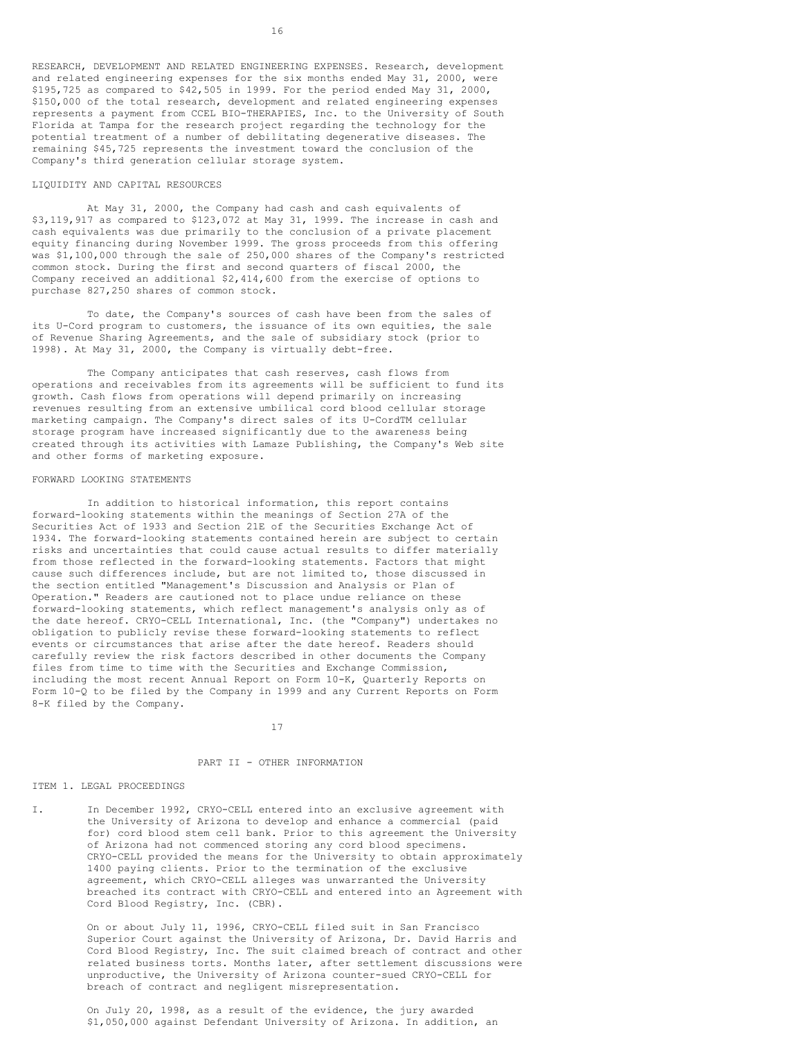RESEARCH, DEVELOPMENT AND RELATED ENGINEERING EXPENSES. Research, development and related engineering expenses for the six months ended May 31, 2000, were $195,725 as compared to $42,505 in 1999. For the period ended May 31, 2000, $150,000 of the total research, development and related engineering expenses represents a payment from CCEL BIO-THERAPIES, Inc. to the University of South Florida at Tampa for the research project regarding the technology for the potential treatment of a number of debilitating degenerative diseases. The remaining $45,725 represents the investment toward the conclusion of the Company's third generation cellular storage system.

## LIQUIDITY AND CAPITAL RESOURCES

At May 31, 2000, the Company had cash and cash equivalents of $3,119,917 as compared to $123,072 at May 31, 1999. The increase in cash and cash equivalents was due primarily to the conclusion of a private placement equity financing during November 1999. The gross proceeds from this offering was $1,100,000 through the sale of 250,000 shares of the Company's restricted common stock. During the first and second quarters of fiscal 2000, the Company received an additional $2,414,600 from the exercise of options to purchase 827,250 shares of common stock.

To date, the Company's sources of cash have been from the sales of its U-Cord program to customers, the issuance of its own equities, the sale of Revenue Sharing Agreements, and the sale of subsidiary stock (prior to 1998). At May 31, 2000, the Company is virtually debt-free.

The Company anticipates that cash reserves, cash flows from operations and receivables from its agreements will be sufficient to fund its growth. Cash flows from operations will depend primarily on increasing revenues resulting from an extensive umbilical cord blood cellular storage marketing campaign. The Company's direct sales of its U-CordTM cellular storage program have increased significantly due to the awareness being created through its activities with Lamaze Publishing, the Company's Web site and other forms of marketing exposure.

## FORWARD LOOKING STATEMENTS

In addition to historical information, this report contains forward-looking statements within the meanings of Section 27A of the Securities Act of 1933 and Section 21E of the Securities Exchange Act of 1934. The forward-looking statements contained herein are subject to certain risks and uncertainties that could cause actual results to differ materially from those reflected in the forward-looking statements. Factors that might cause such differences include, but are not limited to, those discussed in the section entitled "Management's Discussion and Analysis or Plan of Operation." Readers are cautioned not to place undue reliance on these forward-looking statements, which reflect management's analysis only as of the date hereof. CRYO-CELL International, Inc. (the "Company") undertakes no obligation to publicly revise these forward-looking statements to reflect events or circumstances that arise after the date hereof. Readers should carefully review the risk factors described in other documents the Company files from time to time with the Securities and Exchange Commission, including the most recent Annual Report on Form 10-K, Quarterly Reports on Form 10-Q to be filed by the Company in 1999 and any Current Reports on Form 8-K filed by the Company.

# PART II - OTHER INFORMATION

## ITEM 1. LEGAL PROCEEDINGS

I. In December 1992, CRYO-CELL entered into an exclusive agreement with the University of Arizona to develop and enhance a commercial (paid for) cord blood stem cell bank. Prior to this agreement the University of Arizona had not commenced storing any cord blood specimens. CRYO-CELL provided the means for the University to obtain approximately 1400 paying clients. Prior to the termination of the exclusive agreement, which CRYO-CELL alleges was unwarranted the University breached its contract with CRYO-CELL and entered into an Agreement with Cord Blood Registry, Inc. (CBR).

On or about July 11, 1996, CRYO-CELL filed suit in San Francisco Superior Court against the University of Arizona, Dr. David Harris and Cord Blood Registry, Inc. The suit claimed breach of contract and other related business torts. Months later, after settlement discussions were unproductive, the University of Arizona counter-sued CRYO-CELL for breach of contract and negligent misrepresentation.

On July 20, 1998, as a result of the evidence, the jury awarded $1,050,000 against Defendant University of Arizona. In addition, an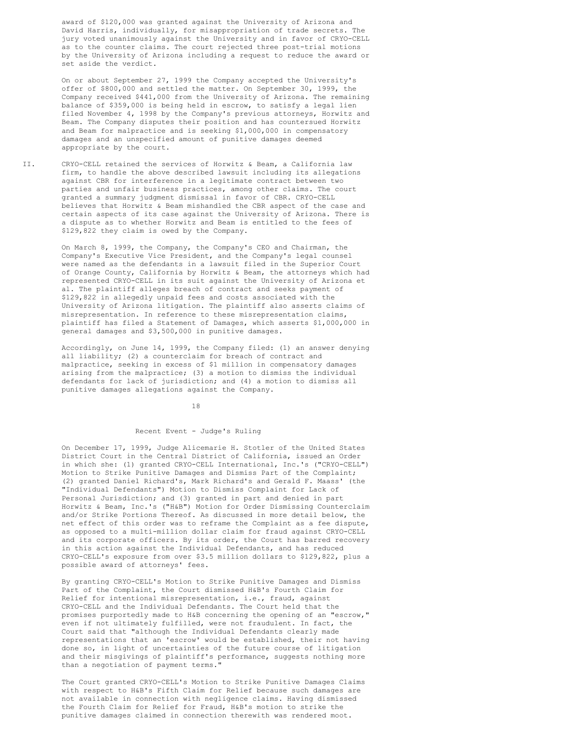award of $120,000 was granted against the University of Arizona and David Harris, individually, for misappropriation of trade secrets. The jury voted unanimously against the University and in favor of CRYO-CELL as to the counter claims. The court rejected three post-trial motions by the University of Arizona including a request to reduce the award or set aside the verdict.

On or about September 27, 1999 the Company accepted the University's offer of $800,000 and settled the matter. On September 30, 1999, the Company received $441,000 from the University of Arizona. The remaining balance of $359,000 is being held in escrow, to satisfy a legal lien filed November 4, 1998 by the Company's previous attorneys, Horwitz and Beam. The Company disputes their position and has countersued Horwitz and Beam for malpractice and is seeking $1,000,000 in compensatory damages and an unspecified amount of punitive damages deemed appropriate by the court.

II. CRYO-CELL retained the services of Horwitz & Beam, a California law firm, to handle the above described lawsuit including its allegations against CBR for interference in a legitimate contract between two parties and unfair business practices, among other claims. The court granted a summary judgment dismissal in favor of CBR. CRYO-CELL believes that Horwitz & Beam mishandled the CBR aspect of the case and certain aspects of its case against the University of Arizona. There is a dispute as to whether Horwitz and Beam is entitled to the fees of $129,822 they claim is owed by the Company.

On March 8, 1999, the Company, the Company's CEO and Chairman, the Company's Executive Vice President, and the Company's legal counsel were named as the defendants in a lawsuit filed in the Superior Court of Orange County, California by Horwitz & Beam, the attorneys which had represented CRYO-CELL in its suit against the University of Arizona et al. The plaintiff alleges breach of contract and seeks payment of $129,822 in allegedly unpaid fees and costs associated with the University of Arizona litigation. The plaintiff also asserts claims of misrepresentation. In reference to these misrepresentation claims, plaintiff has filed a Statement of Damages, which asserts $1,000,000 in general damages and $3,500,000 in punitive damages.

Accordingly, on June 14, 1999, the Company filed: (1) an answer denying all liability; (2) a counterclaim for breach of contract and malpractice, seeking in excess of $1 million in compensatory damages arising from the malpractice; (3) a motion to dismiss the individual defendants for lack of jurisdiction; and (4) a motion to dismiss all punitive damages allegations against the Company.

## Recent Event - Judge's Ruling

On December 17, 1999, Judge Alicemarie H. Stotler of the United States District Court in the Central District of California, issued an Order in which she: (1) granted CRYO-CELL International, Inc.'s ("CRYO-CELL") Motion to Strike Punitive Damages and Dismiss Part of the Complaint; (2) granted Daniel Richard's, Mark Richard's and Gerald F. Maass' (the "Individual Defendants") Motion to Dismiss Complaint for Lack of Personal Jurisdiction; and (3) granted in part and denied in part Horwitz & Beam, Inc.'s ("H&B") Motion for Order Dismissing Counterclaim and/or Strike Portions Thereof. As discussed in more detail below, the net effect of this order was to reframe the Complaint as a fee dispute, as opposed to a multi-million dollar claim for fraud against CRYO-CELL and its corporate officers. By its order, the Court has barred recovery in this action against the Individual Defendants, and has reduced CRYO-CELL's exposure from over $3.5 million dollars to $129,822, plus a possible award of attorneys' fees.

By granting CRYO-CELL's Motion to Strike Punitive Damages and Dismiss Part of the Complaint, the Court dismissed H&B's Fourth Claim for Relief for intentional misrepresentation, i.e., fraud, against CRYO-CELL and the Individual Defendants. The Court held that the promises purportedly made to H&B concerning the opening of an "escrow," even if not ultimately fulfilled, were not fraudulent. In fact, the Court said that "although the Individual Defendants clearly made representations that an 'escrow' would be established, their not having done so, in light of uncertainties of the future course of litigation and their misgivings of plaintiff's performance, suggests nothing more than a negotiation of payment terms."

The Court granted CRYO-CELL's Motion to Strike Punitive Damages Claims with respect to H&B's Fifth Claim for Relief because such damages are not available in connection with negligence claims. Having dismissed the Fourth Claim for Relief for Fraud, H&B's motion to strike the punitive damages claimed in connection therewith was rendered moot.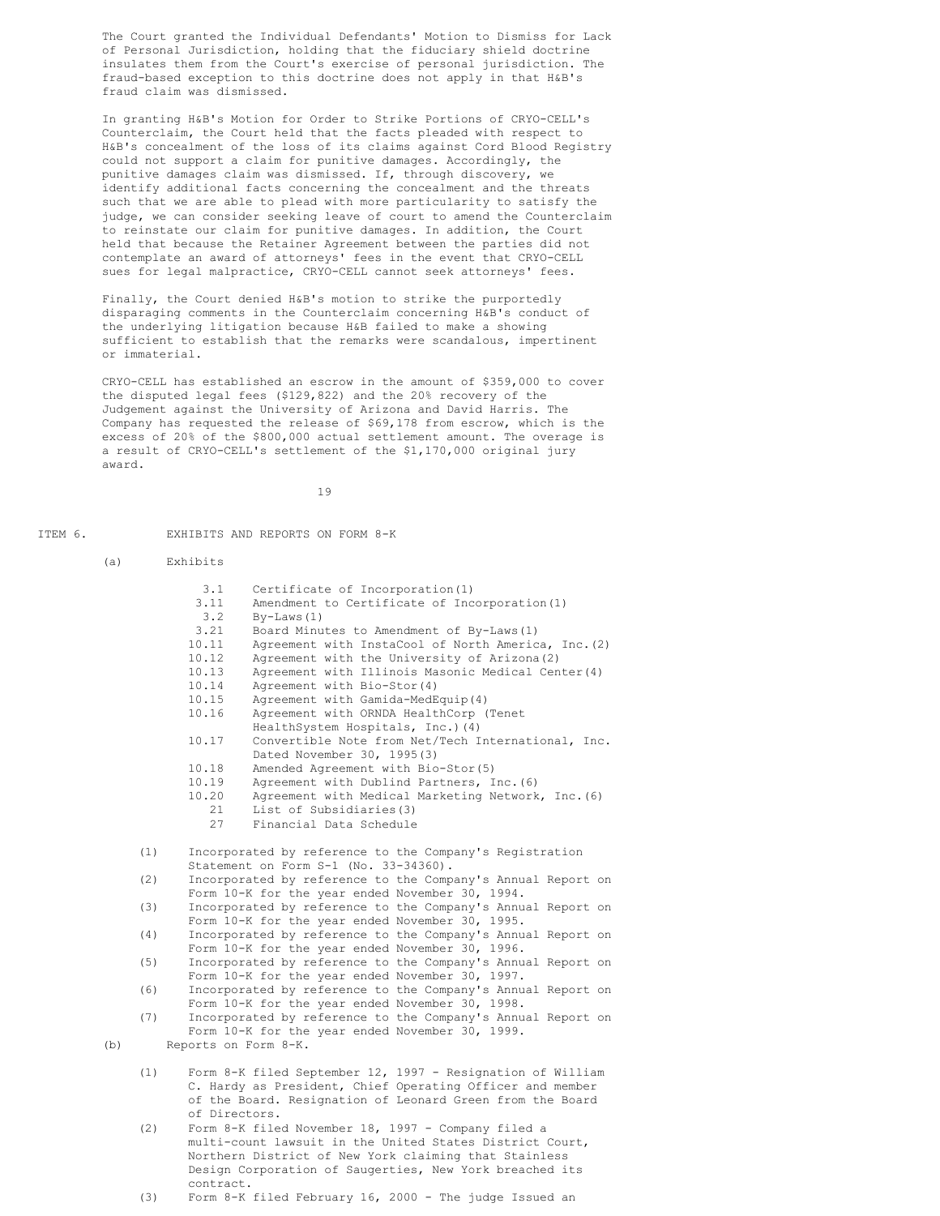The Court granted the Individual Defendants' Motion to Dismiss for Lack of Personal Jurisdiction, holding that the fiduciary shield doctrine insulates them from the Court's exercise of personal jurisdiction. The fraud-based exception to this doctrine does not apply in that H&B's fraud claim was dismissed.

In granting H&B's Motion for Order to Strike Portions of CRYO-CELL's Counterclaim, the Court held that the facts pleaded with respect to H&B's concealment of the loss of its claims against Cord Blood Registry could not support a claim for punitive damages. Accordingly, the punitive damages claim was dismissed. If, through discovery, we identify additional facts concerning the concealment and the threats such that we are able to plead with more particularity to satisfy the judge, we can consider seeking leave of court to amend the Counterclaim to reinstate our claim for punitive damages. In addition, the Court held that because the Retainer Agreement between the parties did not contemplate an award of attorneys' fees in the event that CRYO-CELL sues for legal malpractice, CRYO-CELL cannot seek attorneys' fees.

Finally, the Court denied H&B's motion to strike the purportedly disparaging comments in the Counterclaim concerning H&B's conduct of the underlying litigation because H&B failed to make a showing sufficient to establish that the remarks were scandalous, impertinent or immaterial.

CRYO-CELL has established an escrow in the amount of $359,000 to cover the disputed legal fees ($129,822) and the 20% recovery of the Judgement against the University of Arizona and David Harris. The Company has requested the release of $69,178 from escrow, which is the excess of 20% of the $800,000 actual settlement amount. The overage is a result of CRYO-CELL's settlement of the $1,170,000 original jury award.

ITEM 6. EXHIBITS AND REPORTS ON FORM 8-K

(a) Exhibits

| | |
|---|---|
| 3.1 | Certificate of Incorporation(1) |
| 3.11 | Amendment to Certificate of Incorporation(1) |
| 3.2 | By-Laws(1) |
| 3.21 | Board Minutes to Amendment of By-Laws(1) |
| 10.11 | Agreement with InstaCool of North America, Inc.(2) |
| 10.12 | Agreement with the University of Arizona(2) |
| 10.13 | Agreement with Illinois Masonic Medical Center(4) |
| 10.14 | Agreement with Bio-Stor(4) |
| 10.15 | Agreement with Gamida-MedEquip(4) |
| 10.16 | Agreement with ORNDA HealthCorp (Tenet HealthSystem Hospitals, Inc.)(4) |
| 10.17 | Convertible Note from Net/Tech International, Inc. Dated November 30, 1995(3) |
| 10.18 | Amended Agreement with Bio-Stor(5) |
| 10.19 | Agreement with Dublind Partners, Inc.(6) |
| 10.20 | Agreement with Medical Marketing Network, Inc.(6) |
| 21 | List of Subsidiaries(3) |
| 27 | Financial Data Schedule |

(1) Incorporated by reference to the Company's Registration Statement on Form S-1 (No. 33-34360).
(2) Incorporated by reference to the Company's Annual Report on Form 10-K for the year ended November 30, 1994.
(3) Incorporated by reference to the Company's Annual Report on Form 10-K for the year ended November 30, 1995.
(4) Incorporated by reference to the Company's Annual Report on Form 10-K for the year ended November 30, 1996.
(5) Incorporated by reference to the Company's Annual Report on Form 10-K for the year ended November 30, 1997.
(6) Incorporated by reference to the Company's Annual Report on Form 10-K for the year ended November 30, 1998.
(7) Incorporated by reference to the Company's Annual Report on Form 10-K for the year ended November 30, 1999.

(b) Reports on Form 8-K.

(1) Form 8-K filed September 12, 1997 - Resignation of William C. Hardy as President, Chief Operating Officer and member of the Board. Resignation of Leonard Green from the Board of Directors.
(2) Form 8-K filed November 18, 1997 - Company filed a multi-count lawsuit in the United States District Court, Northern District of New York claiming that Stainless Design Corporation of Saugerties, New York breached its contract.
(3) Form 8-K filed February 16, 2000 - The judge Issued an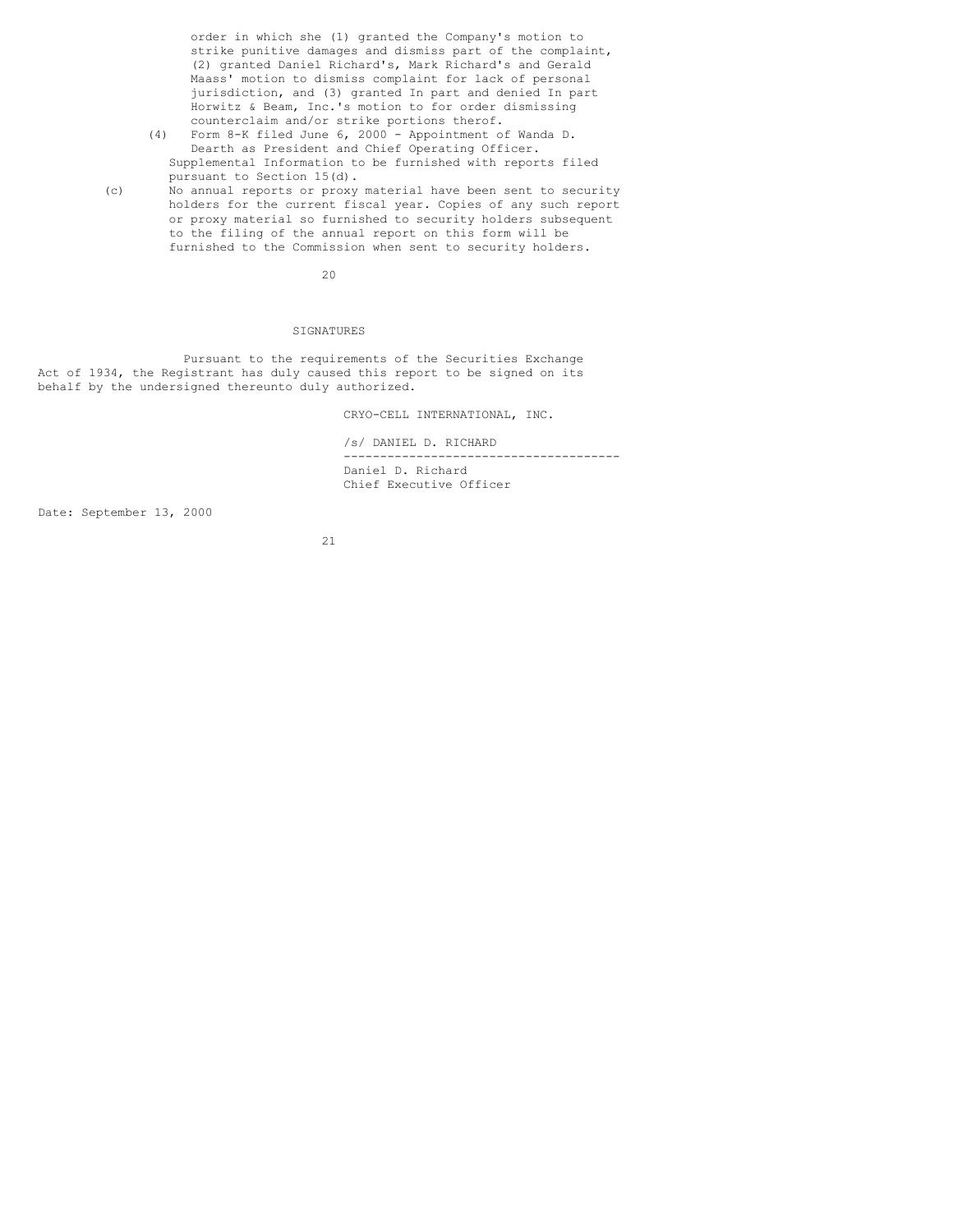order in which she (1) granted the Company's motion to strike punitive damages and dismiss part of the complaint, (2) granted Daniel Richard's, Mark Richard's and Gerald Maass' motion to dismiss complaint for lack of personal jurisdiction, and (3) granted In part and denied In part Horwitz & Beam, Inc.'s motion to for order dismissing counterclaim and/or strike portions therof.

(4) Form 8-K filed June 6, 2000 - Appointment of Wanda D. Dearth as President and Chief Operating Officer.

Supplemental Information to be furnished with reports filed pursuant to Section 15(d).

(c) No annual reports or proxy material have been sent to security holders for the current fiscal year. Copies of any such report or proxy material so furnished to security holders subsequent to the filing of the annual report on this form will be furnished to the Commission when sent to security holders.

## SIGNATURES

Pursuant to the requirements of the Securities Exchange Act of 1934, the Registrant has duly caused this report to be signed on its behalf by the undersigned thereunto duly authorized.

CRYO-CELL INTERNATIONAL, INC.

/s/ DANIEL D. RICHARD
--------------------------------------
Daniel D. Richard
Chief Executive Officer

Date: September 13, 2000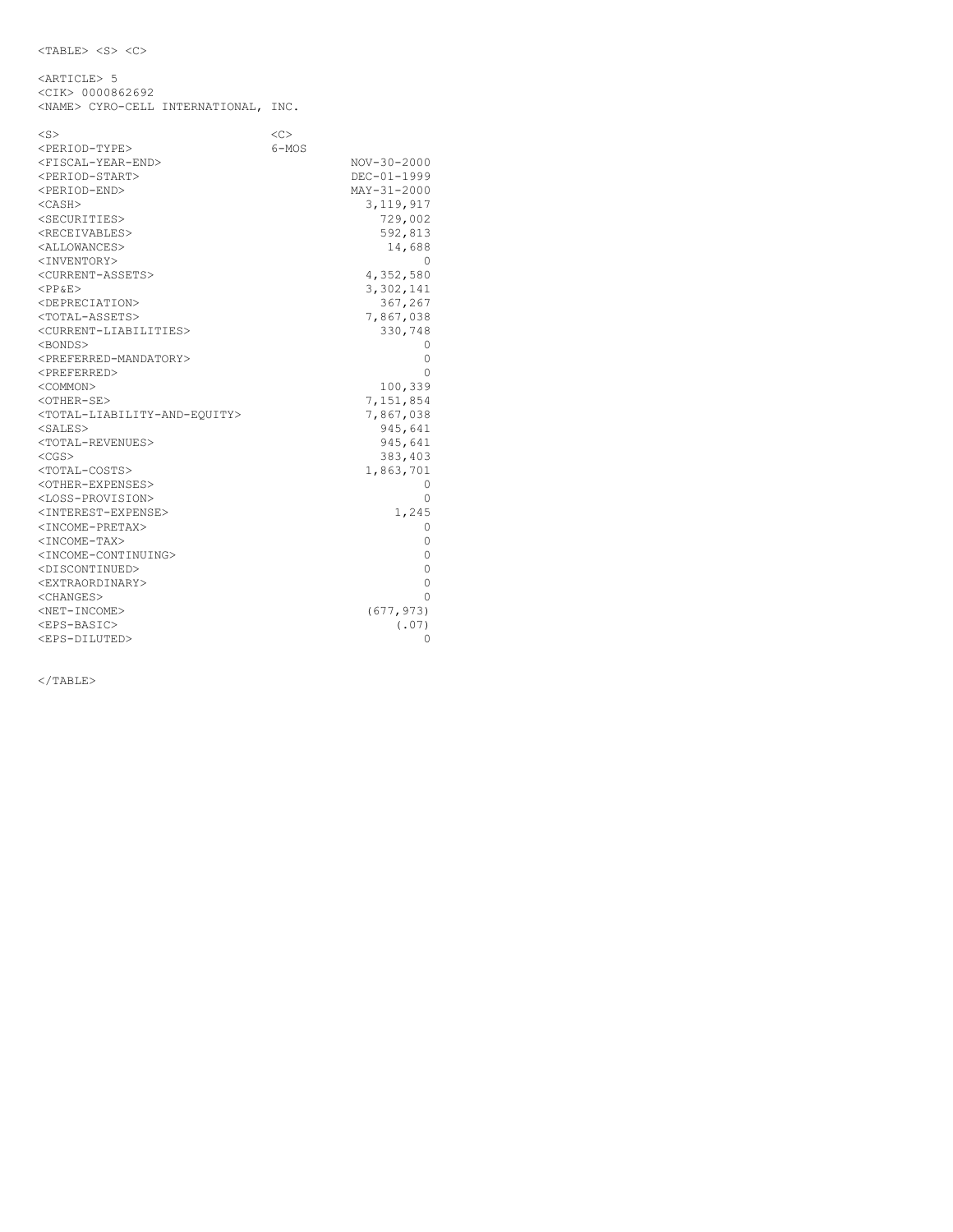```
<TABLE> <S> <C>

<ARTICLE> 5
<CIK> 0000862692
<NAME> CYRO-CELL INTERNATIONAL, INC.

<S>                             <C>
<PERIOD-TYPE>                   6-MOS
<FISCAL-YEAR-END>                          NOV-30-2000
<PERIOD-START>                             DEC-01-1999
<PERIOD-END>                               MAY-31-2000
<CASH>                                       3,119,917
<SECURITIES>                                   729,002
<RECEIVABLES>                                  592,813
<ALLOWANCES>                                    14,688
<INVENTORY>                                          0
<CURRENT-ASSETS>                             4,352,580
<PP&E>                                       3,302,141
<DEPRECIATION>                                 367,267
<TOTAL-ASSETS>                               7,867,038
<CURRENT-LIABILITIES>                          330,748
<BONDS>                                              0
<PREFERRED-MANDATORY>                                0
<PREFERRED>                                          0
<COMMON>                                       100,339
<OTHER-SE>                                   7,151,854
<TOTAL-LIABILITY-AND-EQUITY>                 7,867,038
<SALES>                                        945,641
<TOTAL-REVENUES>                               945,641
<CGS>                                          383,403
<TOTAL-COSTS>                                1,863,701
<OTHER-EXPENSES>                                     0
<LOSS-PROVISION>                                     0
<INTEREST-EXPENSE>                               1,245
<INCOME-PRETAX>                                      0
<INCOME-TAX>                                         0
<INCOME-CONTINUING>                                  0
<DISCONTINUED>                                       0
<EXTRAORDINARY>                                      0
<CHANGES>                                            0
<NET-INCOME>                                 (677,973)
<EPS-BASIC>                                      (.07)
<EPS-DILUTED>                                        0

</TABLE>
```